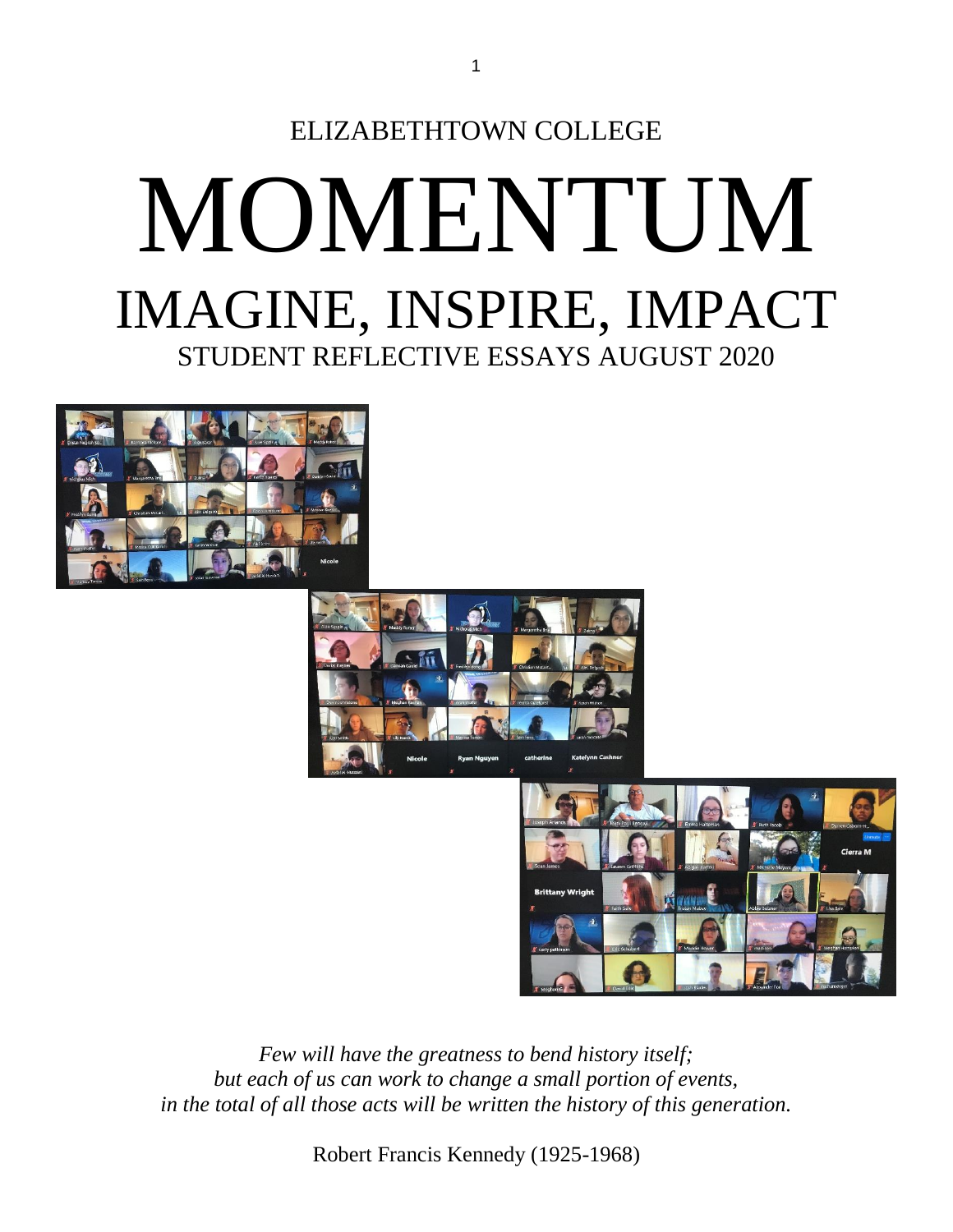ELIZABETHTOWN COLLEGE

# MOMENTUM

## IMAGINE, INSPIRE, IMPACT

### STUDENT REFLECTIVE ESSAYS AUGUST 2020

*Few will have the greatness to bend history itself;*
*but each of us can work to change a small portion of events,*
*in the total of all those acts will be written the history of this generation.*

Robert Francis Kennedy (1925-1968)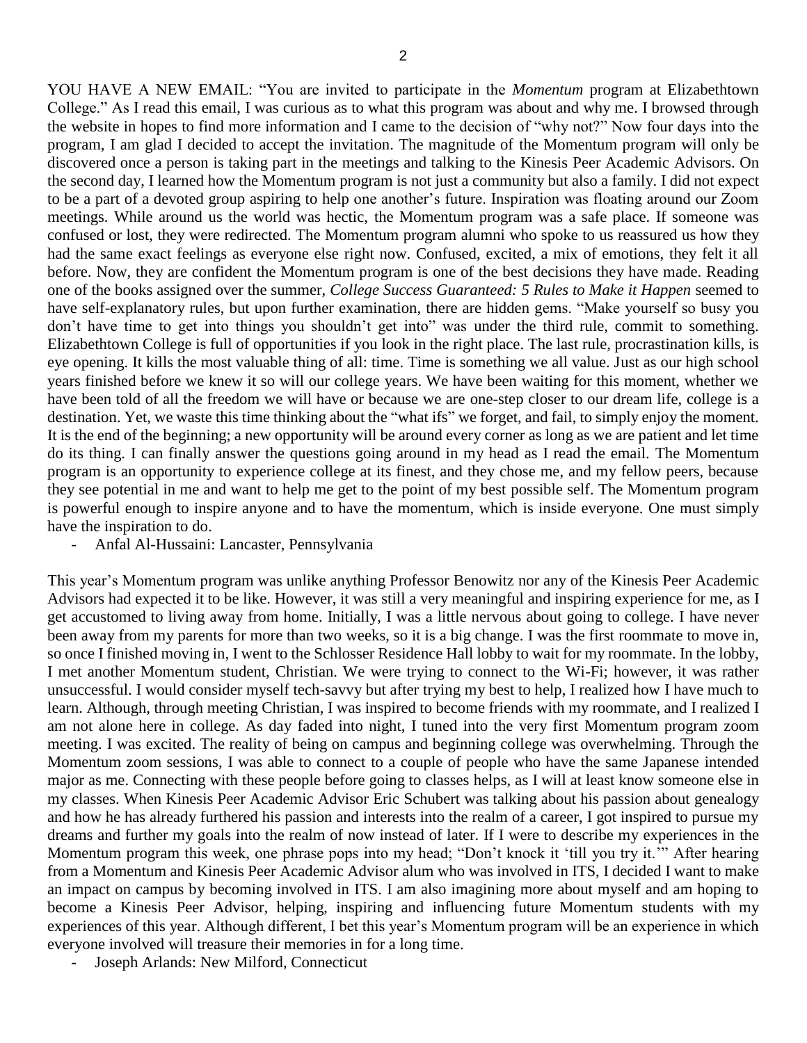YOU HAVE A NEW EMAIL: "You are invited to participate in the *Momentum* program at Elizabethtown College." As I read this email, I was curious as to what this program was about and why me. I browsed through the website in hopes to find more information and I came to the decision of "why not?" Now four days into the program, I am glad I decided to accept the invitation. The magnitude of the Momentum program will only be discovered once a person is taking part in the meetings and talking to the Kinesis Peer Academic Advisors. On the second day, I learned how the Momentum program is not just a community but also a family. I did not expect to be a part of a devoted group aspiring to help one another's future. Inspiration was floating around our Zoom meetings. While around us the world was hectic, the Momentum program was a safe place. If someone was confused or lost, they were redirected. The Momentum program alumni who spoke to us reassured us how they had the same exact feelings as everyone else right now. Confused, excited, a mix of emotions, they felt it all before. Now, they are confident the Momentum program is one of the best decisions they have made. Reading one of the books assigned over the summer, *College Success Guaranteed: 5 Rules to Make it Happen* seemed to have self-explanatory rules, but upon further examination, there are hidden gems. "Make yourself so busy you don't have time to get into things you shouldn't get into" was under the third rule, commit to something. Elizabethtown College is full of opportunities if you look in the right place. The last rule, procrastination kills, is eye opening. It kills the most valuable thing of all: time. Time is something we all value. Just as our high school years finished before we knew it so will our college years. We have been waiting for this moment, whether we have been told of all the freedom we will have or because we are one-step closer to our dream life, college is a destination. Yet, we waste this time thinking about the "what ifs" we forget, and fail, to simply enjoy the moment. It is the end of the beginning; a new opportunity will be around every corner as long as we are patient and let time do its thing. I can finally answer the questions going around in my head as I read the email. The Momentum program is an opportunity to experience college at its finest, and they chose me, and my fellow peers, because they see potential in me and want to help me get to the point of my best possible self. The Momentum program is powerful enough to inspire anyone and to have the momentum, which is inside everyone. One must simply have the inspiration to do.

- Anfal Al-Hussaini: Lancaster, Pennsylvania

This year's Momentum program was unlike anything Professor Benowitz nor any of the Kinesis Peer Academic Advisors had expected it to be like. However, it was still a very meaningful and inspiring experience for me, as I get accustomed to living away from home. Initially, I was a little nervous about going to college. I have never been away from my parents for more than two weeks, so it is a big change. I was the first roommate to move in, so once I finished moving in, I went to the Schlosser Residence Hall lobby to wait for my roommate. In the lobby, I met another Momentum student, Christian. We were trying to connect to the Wi-Fi; however, it was rather unsuccessful. I would consider myself tech-savvy but after trying my best to help, I realized how I have much to learn. Although, through meeting Christian, I was inspired to become friends with my roommate, and I realized I am not alone here in college. As day faded into night, I tuned into the very first Momentum program zoom meeting. I was excited. The reality of being on campus and beginning college was overwhelming. Through the Momentum zoom sessions, I was able to connect to a couple of people who have the same Japanese intended major as me. Connecting with these people before going to classes helps, as I will at least know someone else in my classes. When Kinesis Peer Academic Advisor Eric Schubert was talking about his passion about genealogy and how he has already furthered his passion and interests into the realm of a career, I got inspired to pursue my dreams and further my goals into the realm of now instead of later. If I were to describe my experiences in the Momentum program this week, one phrase pops into my head; "Don't knock it 'till you try it.'" After hearing from a Momentum and Kinesis Peer Academic Advisor alum who was involved in ITS, I decided I want to make an impact on campus by becoming involved in ITS. I am also imagining more about myself and am hoping to become a Kinesis Peer Advisor, helping, inspiring and influencing future Momentum students with my experiences of this year. Although different, I bet this year's Momentum program will be an experience in which everyone involved will treasure their memories in for a long time.

- Joseph Arlands: New Milford, Connecticut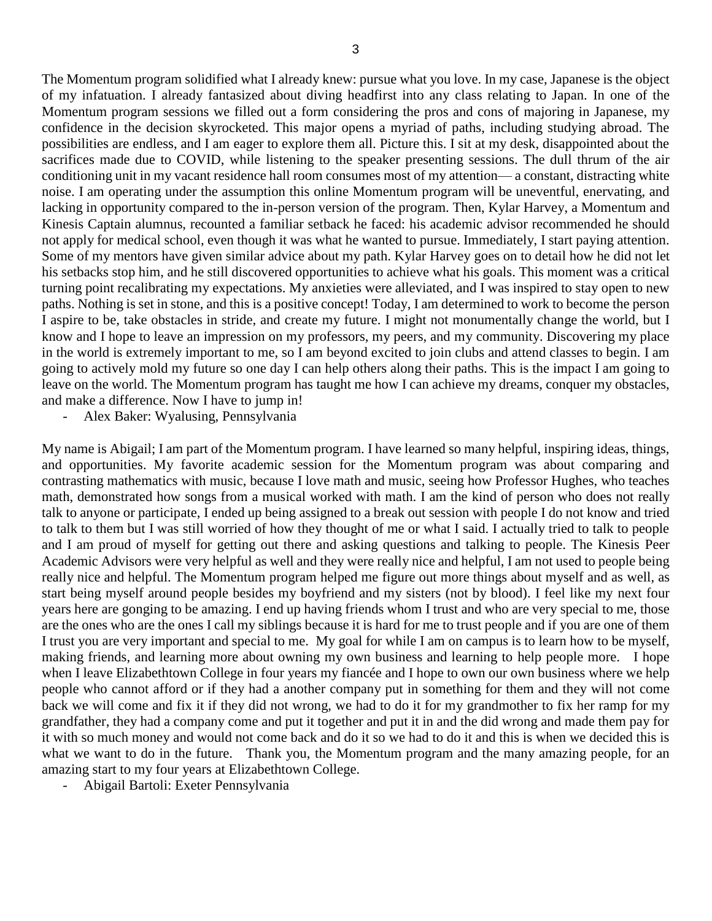The Momentum program solidified what I already knew: pursue what you love. In my case, Japanese is the object of my infatuation. I already fantasized about diving headfirst into any class relating to Japan. In one of the Momentum program sessions we filled out a form considering the pros and cons of majoring in Japanese, my confidence in the decision skyrocketed. This major opens a myriad of paths, including studying abroad. The possibilities are endless, and I am eager to explore them all. Picture this. I sit at my desk, disappointed about the sacrifices made due to COVID, while listening to the speaker presenting sessions. The dull thrum of the air conditioning unit in my vacant residence hall room consumes most of my attention— a constant, distracting white noise. I am operating under the assumption this online Momentum program will be uneventful, enervating, and lacking in opportunity compared to the in-person version of the program. Then, Kylar Harvey, a Momentum and Kinesis Captain alumnus, recounted a familiar setback he faced: his academic advisor recommended he should not apply for medical school, even though it was what he wanted to pursue. Immediately, I start paying attention. Some of my mentors have given similar advice about my path. Kylar Harvey goes on to detail how he did not let his setbacks stop him, and he still discovered opportunities to achieve what his goals. This moment was a critical turning point recalibrating my expectations. My anxieties were alleviated, and I was inspired to stay open to new paths. Nothing is set in stone, and this is a positive concept! Today, I am determined to work to become the person I aspire to be, take obstacles in stride, and create my future. I might not monumentally change the world, but I know and I hope to leave an impression on my professors, my peers, and my community. Discovering my place in the world is extremely important to me, so I am beyond excited to join clubs and attend classes to begin. I am going to actively mold my future so one day I can help others along their paths. This is the impact I am going to leave on the world. The Momentum program has taught me how I can achieve my dreams, conquer my obstacles, and make a difference. Now I have to jump in!

- Alex Baker: Wyalusing, Pennsylvania

My name is Abigail; I am part of the Momentum program. I have learned so many helpful, inspiring ideas, things, and opportunities. My favorite academic session for the Momentum program was about comparing and contrasting mathematics with music, because I love math and music, seeing how Professor Hughes, who teaches math, demonstrated how songs from a musical worked with math. I am the kind of person who does not really talk to anyone or participate, I ended up being assigned to a break out session with people I do not know and tried to talk to them but I was still worried of how they thought of me or what I said. I actually tried to talk to people and I am proud of myself for getting out there and asking questions and talking to people. The Kinesis Peer Academic Advisors were very helpful as well and they were really nice and helpful, I am not used to people being really nice and helpful. The Momentum program helped me figure out more things about myself and as well, as start being myself around people besides my boyfriend and my sisters (not by blood). I feel like my next four years here are gonging to be amazing. I end up having friends whom I trust and who are very special to me, those are the ones who are the ones I call my siblings because it is hard for me to trust people and if you are one of them I trust you are very important and special to me. My goal for while I am on campus is to learn how to be myself, making friends, and learning more about owning my own business and learning to help people more. I hope when I leave Elizabethtown College in four years my fiancée and I hope to own our own business where we help people who cannot afford or if they had a another company put in something for them and they will not come back we will come and fix it if they did not wrong, we had to do it for my grandmother to fix her ramp for my grandfather, they had a company come and put it together and put it in and the did wrong and made them pay for it with so much money and would not come back and do it so we had to do it and this is when we decided this is what we want to do in the future. Thank you, the Momentum program and the many amazing people, for an amazing start to my four years at Elizabethtown College.

- Abigail Bartoli: Exeter Pennsylvania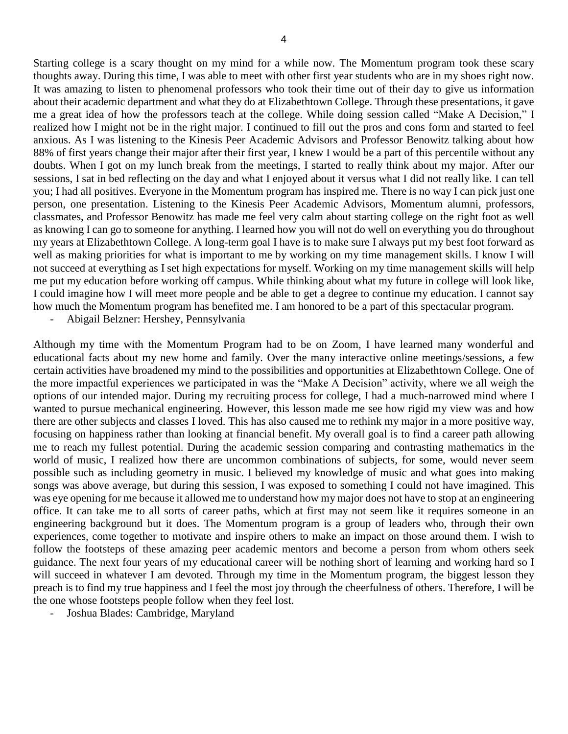Starting college is a scary thought on my mind for a while now. The Momentum program took these scary thoughts away. During this time, I was able to meet with other first year students who are in my shoes right now. It was amazing to listen to phenomenal professors who took their time out of their day to give us information about their academic department and what they do at Elizabethtown College. Through these presentations, it gave me a great idea of how the professors teach at the college. While doing session called "Make A Decision," I realized how I might not be in the right major. I continued to fill out the pros and cons form and started to feel anxious. As I was listening to the Kinesis Peer Academic Advisors and Professor Benowitz talking about how 88% of first years change their major after their first year, I knew I would be a part of this percentile without any doubts. When I got on my lunch break from the meetings, I started to really think about my major. After our sessions, I sat in bed reflecting on the day and what I enjoyed about it versus what I did not really like. I can tell you; I had all positives. Everyone in the Momentum program has inspired me. There is no way I can pick just one person, one presentation. Listening to the Kinesis Peer Academic Advisors, Momentum alumni, professors, classmates, and Professor Benowitz has made me feel very calm about starting college on the right foot as well as knowing I can go to someone for anything. I learned how you will not do well on everything you do throughout my years at Elizabethtown College. A long-term goal I have is to make sure I always put my best foot forward as well as making priorities for what is important to me by working on my time management skills. I know I will not succeed at everything as I set high expectations for myself. Working on my time management skills will help me put my education before working off campus. While thinking about what my future in college will look like, I could imagine how I will meet more people and be able to get a degree to continue my education. I cannot say how much the Momentum program has benefited me. I am honored to be a part of this spectacular program.

- Abigail Belzner: Hershey, Pennsylvania

Although my time with the Momentum Program had to be on Zoom, I have learned many wonderful and educational facts about my new home and family. Over the many interactive online meetings/sessions, a few certain activities have broadened my mind to the possibilities and opportunities at Elizabethtown College. One of the more impactful experiences we participated in was the "Make A Decision" activity, where we all weigh the options of our intended major. During my recruiting process for college, I had a much-narrowed mind where I wanted to pursue mechanical engineering. However, this lesson made me see how rigid my view was and how there are other subjects and classes I loved. This has also caused me to rethink my major in a more positive way, focusing on happiness rather than looking at financial benefit. My overall goal is to find a career path allowing me to reach my fullest potential. During the academic session comparing and contrasting mathematics in the world of music, I realized how there are uncommon combinations of subjects, for some, would never seem possible such as including geometry in music. I believed my knowledge of music and what goes into making songs was above average, but during this session, I was exposed to something I could not have imagined. This was eye opening for me because it allowed me to understand how my major does not have to stop at an engineering office. It can take me to all sorts of career paths, which at first may not seem like it requires someone in an engineering background but it does. The Momentum program is a group of leaders who, through their own experiences, come together to motivate and inspire others to make an impact on those around them. I wish to follow the footsteps of these amazing peer academic mentors and become a person from whom others seek guidance. The next four years of my educational career will be nothing short of learning and working hard so I will succeed in whatever I am devoted. Through my time in the Momentum program, the biggest lesson they preach is to find my true happiness and I feel the most joy through the cheerfulness of others. Therefore, I will be the one whose footsteps people follow when they feel lost.

- Joshua Blades: Cambridge, Maryland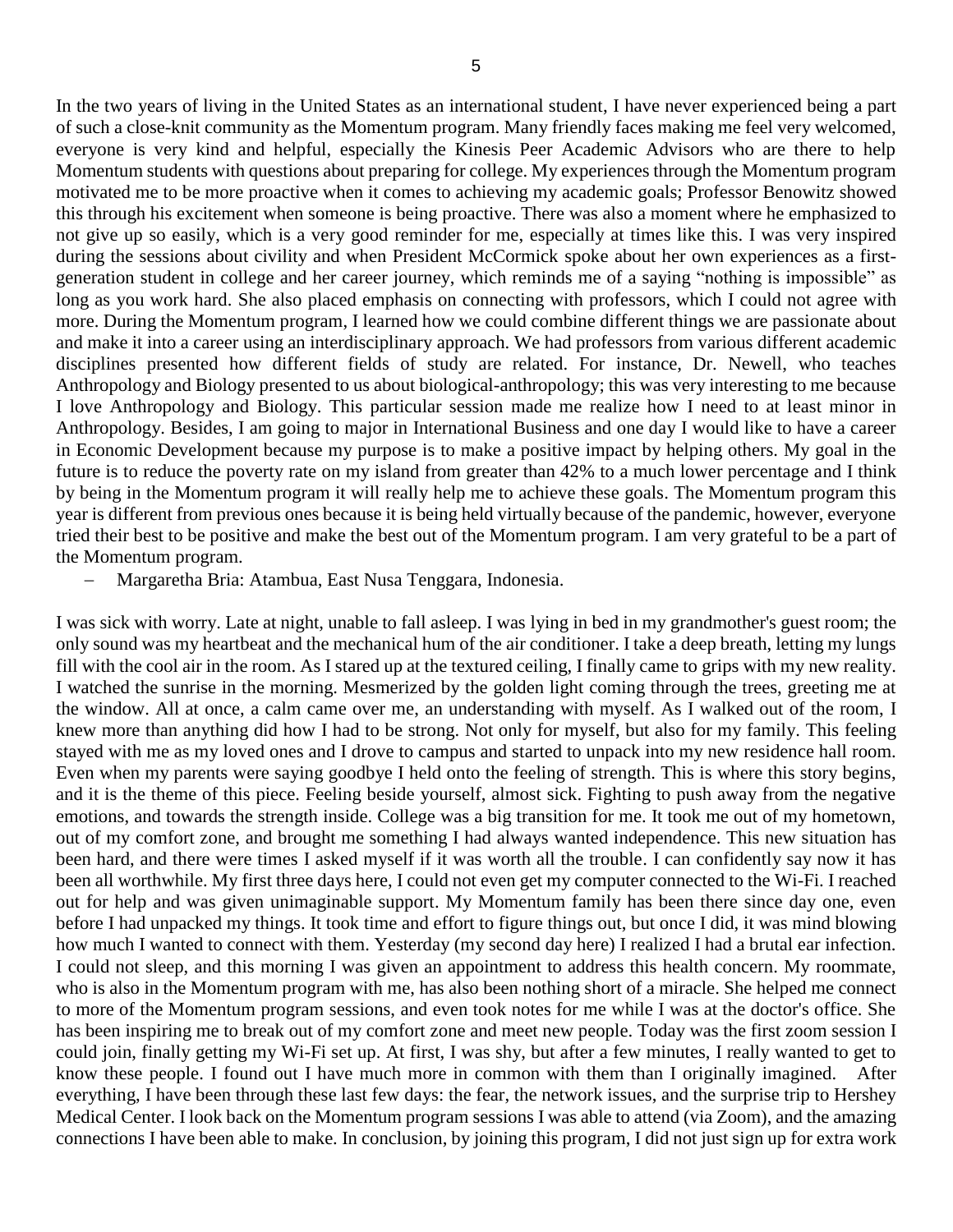In the two years of living in the United States as an international student, I have never experienced being a part of such a close-knit community as the Momentum program. Many friendly faces making me feel very welcomed, everyone is very kind and helpful, especially the Kinesis Peer Academic Advisors who are there to help Momentum students with questions about preparing for college. My experiences through the Momentum program motivated me to be more proactive when it comes to achieving my academic goals; Professor Benowitz showed this through his excitement when someone is being proactive. There was also a moment where he emphasized to not give up so easily, which is a very good reminder for me, especially at times like this. I was very inspired during the sessions about civility and when President McCormick spoke about her own experiences as a first-generation student in college and her career journey, which reminds me of a saying "nothing is impossible" as long as you work hard. She also placed emphasis on connecting with professors, which I could not agree with more. During the Momentum program, I learned how we could combine different things we are passionate about and make it into a career using an interdisciplinary approach. We had professors from various different academic disciplines presented how different fields of study are related. For instance, Dr. Newell, who teaches Anthropology and Biology presented to us about biological-anthropology; this was very interesting to me because I love Anthropology and Biology. This particular session made me realize how I need to at least minor in Anthropology. Besides, I am going to major in International Business and one day I would like to have a career in Economic Development because my purpose is to make a positive impact by helping others. My goal in the future is to reduce the poverty rate on my island from greater than 42% to a much lower percentage and I think by being in the Momentum program it will really help me to achieve these goals. The Momentum program this year is different from previous ones because it is being held virtually because of the pandemic, however, everyone tried their best to be positive and make the best out of the Momentum program. I am very grateful to be a part of the Momentum program.

– Margaretha Bria: Atambua, East Nusa Tenggara, Indonesia.

I was sick with worry. Late at night, unable to fall asleep. I was lying in bed in my grandmother's guest room; the only sound was my heartbeat and the mechanical hum of the air conditioner. I take a deep breath, letting my lungs fill with the cool air in the room. As I stared up at the textured ceiling, I finally came to grips with my new reality. I watched the sunrise in the morning. Mesmerized by the golden light coming through the trees, greeting me at the window. All at once, a calm came over me, an understanding with myself. As I walked out of the room, I knew more than anything did how I had to be strong. Not only for myself, but also for my family. This feeling stayed with me as my loved ones and I drove to campus and started to unpack into my new residence hall room. Even when my parents were saying goodbye I held onto the feeling of strength. This is where this story begins, and it is the theme of this piece. Feeling beside yourself, almost sick. Fighting to push away from the negative emotions, and towards the strength inside. College was a big transition for me. It took me out of my hometown, out of my comfort zone, and brought me something I had always wanted independence. This new situation has been hard, and there were times I asked myself if it was worth all the trouble. I can confidently say now it has been all worthwhile. My first three days here, I could not even get my computer connected to the Wi-Fi. I reached out for help and was given unimaginable support. My Momentum family has been there since day one, even before I had unpacked my things. It took time and effort to figure things out, but once I did, it was mind blowing how much I wanted to connect with them. Yesterday (my second day here) I realized I had a brutal ear infection. I could not sleep, and this morning I was given an appointment to address this health concern. My roommate, who is also in the Momentum program with me, has also been nothing short of a miracle. She helped me connect to more of the Momentum program sessions, and even took notes for me while I was at the doctor's office. She has been inspiring me to break out of my comfort zone and meet new people. Today was the first zoom session I could join, finally getting my Wi-Fi set up. At first, I was shy, but after a few minutes, I really wanted to get to know these people. I found out I have much more in common with them than I originally imagined. After everything, I have been through these last few days: the fear, the network issues, and the surprise trip to Hershey Medical Center. I look back on the Momentum program sessions I was able to attend (via Zoom), and the amazing connections I have been able to make. In conclusion, by joining this program, I did not just sign up for extra work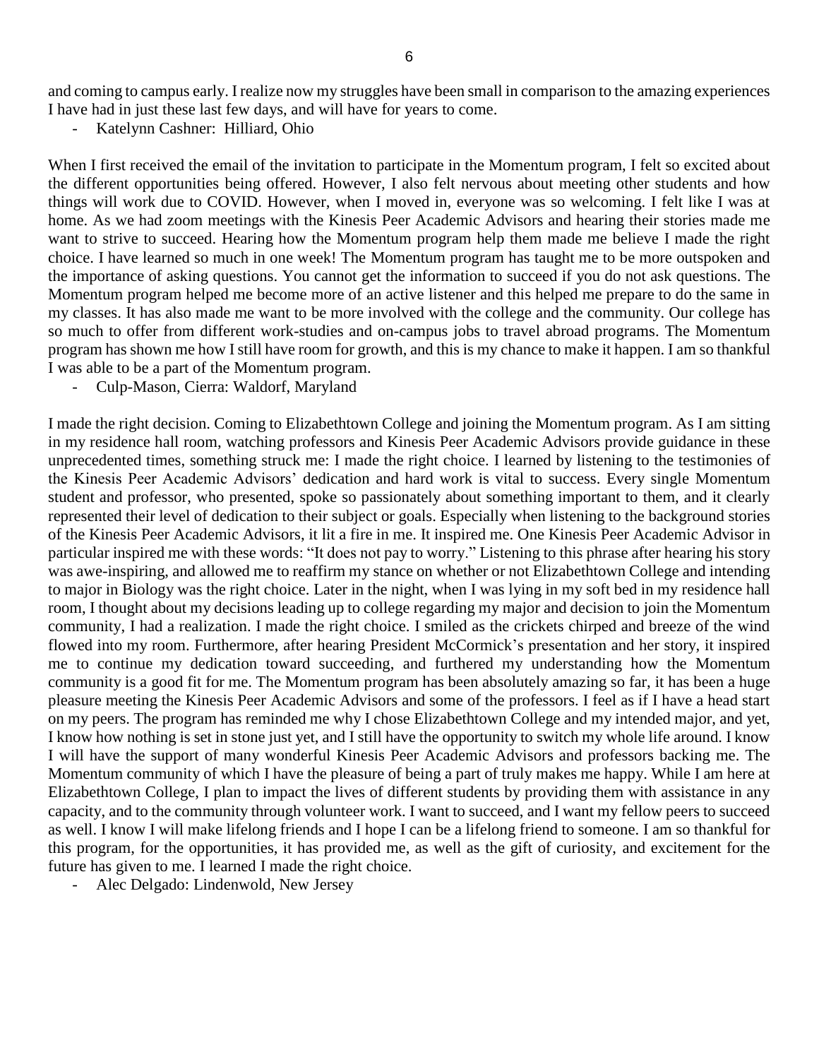and coming to campus early. I realize now my struggles have been small in comparison to the amazing experiences I have had in just these last few days, and will have for years to come.

- Katelynn Cashner: Hilliard, Ohio

When I first received the email of the invitation to participate in the Momentum program, I felt so excited about the different opportunities being offered. However, I also felt nervous about meeting other students and how things will work due to COVID. However, when I moved in, everyone was so welcoming. I felt like I was at home. As we had zoom meetings with the Kinesis Peer Academic Advisors and hearing their stories made me want to strive to succeed. Hearing how the Momentum program help them made me believe I made the right choice. I have learned so much in one week! The Momentum program has taught me to be more outspoken and the importance of asking questions. You cannot get the information to succeed if you do not ask questions. The Momentum program helped me become more of an active listener and this helped me prepare to do the same in my classes. It has also made me want to be more involved with the college and the community. Our college has so much to offer from different work-studies and on-campus jobs to travel abroad programs. The Momentum program has shown me how I still have room for growth, and this is my chance to make it happen. I am so thankful I was able to be a part of the Momentum program.

- Culp-Mason, Cierra: Waldorf, Maryland

I made the right decision. Coming to Elizabethtown College and joining the Momentum program. As I am sitting in my residence hall room, watching professors and Kinesis Peer Academic Advisors provide guidance in these unprecedented times, something struck me: I made the right choice. I learned by listening to the testimonies of the Kinesis Peer Academic Advisors' dedication and hard work is vital to success. Every single Momentum student and professor, who presented, spoke so passionately about something important to them, and it clearly represented their level of dedication to their subject or goals. Especially when listening to the background stories of the Kinesis Peer Academic Advisors, it lit a fire in me. It inspired me. One Kinesis Peer Academic Advisor in particular inspired me with these words: "It does not pay to worry." Listening to this phrase after hearing his story was awe-inspiring, and allowed me to reaffirm my stance on whether or not Elizabethtown College and intending to major in Biology was the right choice. Later in the night, when I was lying in my soft bed in my residence hall room, I thought about my decisions leading up to college regarding my major and decision to join the Momentum community, I had a realization. I made the right choice. I smiled as the crickets chirped and breeze of the wind flowed into my room. Furthermore, after hearing President McCormick's presentation and her story, it inspired me to continue my dedication toward succeeding, and furthered my understanding how the Momentum community is a good fit for me. The Momentum program has been absolutely amazing so far, it has been a huge pleasure meeting the Kinesis Peer Academic Advisors and some of the professors. I feel as if I have a head start on my peers. The program has reminded me why I chose Elizabethtown College and my intended major, and yet, I know how nothing is set in stone just yet, and I still have the opportunity to switch my whole life around. I know I will have the support of many wonderful Kinesis Peer Academic Advisors and professors backing me. The Momentum community of which I have the pleasure of being a part of truly makes me happy. While I am here at Elizabethtown College, I plan to impact the lives of different students by providing them with assistance in any capacity, and to the community through volunteer work. I want to succeed, and I want my fellow peers to succeed as well. I know I will make lifelong friends and I hope I can be a lifelong friend to someone. I am so thankful for this program, for the opportunities, it has provided me, as well as the gift of curiosity, and excitement for the future has given to me. I learned I made the right choice.

- Alec Delgado: Lindenwold, New Jersey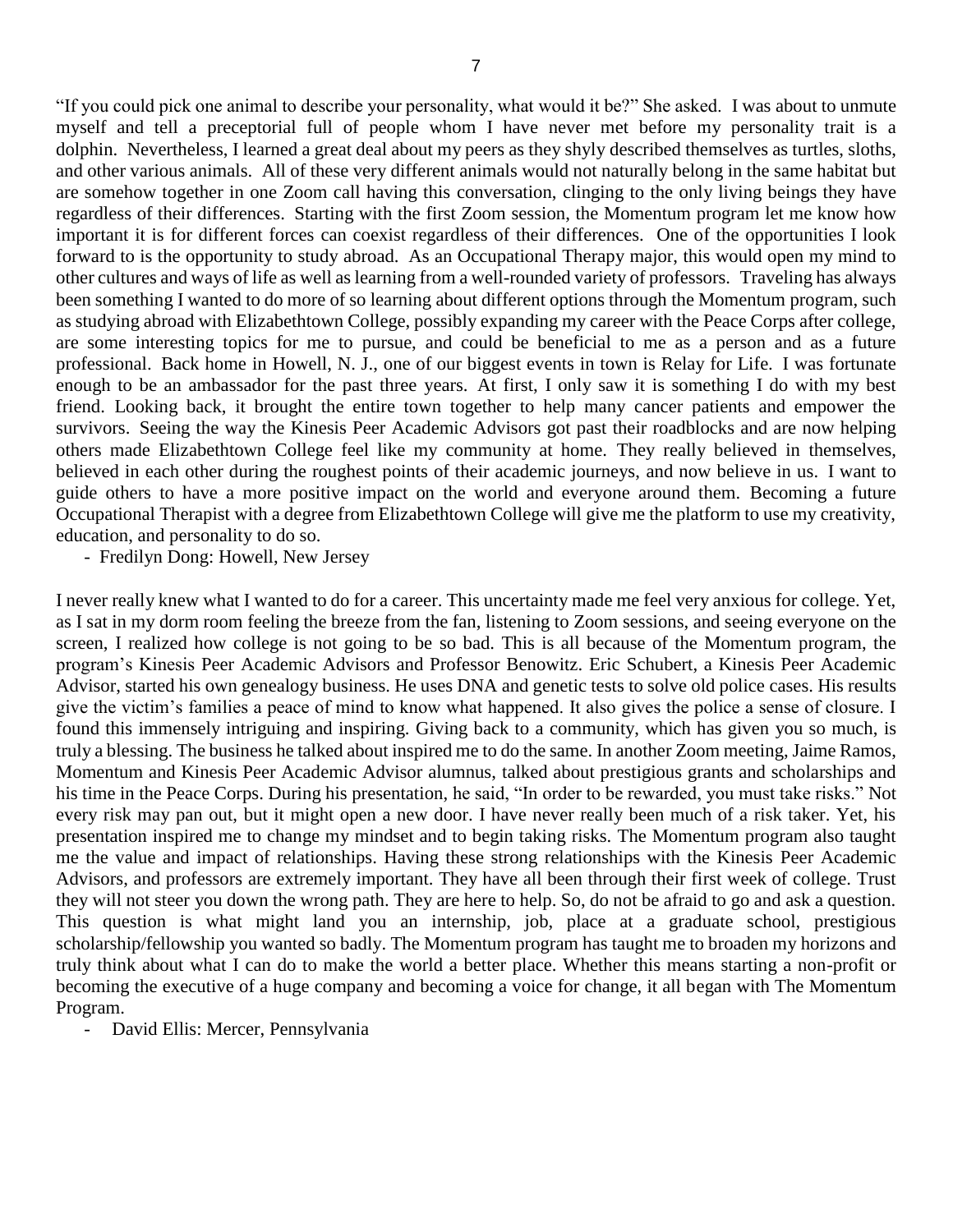"If you could pick one animal to describe your personality, what would it be?" She asked. I was about to unmute myself and tell a preceptorial full of people whom I have never met before my personality trait is a dolphin. Nevertheless, I learned a great deal about my peers as they shyly described themselves as turtles, sloths, and other various animals. All of these very different animals would not naturally belong in the same habitat but are somehow together in one Zoom call having this conversation, clinging to the only living beings they have regardless of their differences. Starting with the first Zoom session, the Momentum program let me know how important it is for different forces can coexist regardless of their differences. One of the opportunities I look forward to is the opportunity to study abroad. As an Occupational Therapy major, this would open my mind to other cultures and ways of life as well as learning from a well-rounded variety of professors. Traveling has always been something I wanted to do more of so learning about different options through the Momentum program, such as studying abroad with Elizabethtown College, possibly expanding my career with the Peace Corps after college, are some interesting topics for me to pursue, and could be beneficial to me as a person and as a future professional. Back home in Howell, N. J., one of our biggest events in town is Relay for Life. I was fortunate enough to be an ambassador for the past three years. At first, I only saw it is something I do with my best friend. Looking back, it brought the entire town together to help many cancer patients and empower the survivors. Seeing the way the Kinesis Peer Academic Advisors got past their roadblocks and are now helping others made Elizabethtown College feel like my community at home. They really believed in themselves, believed in each other during the roughest points of their academic journeys, and now believe in us. I want to guide others to have a more positive impact on the world and everyone around them. Becoming a future Occupational Therapist with a degree from Elizabethtown College will give me the platform to use my creativity, education, and personality to do so.

- Fredilyn Dong: Howell, New Jersey

I never really knew what I wanted to do for a career. This uncertainty made me feel very anxious for college. Yet, as I sat in my dorm room feeling the breeze from the fan, listening to Zoom sessions, and seeing everyone on the screen, I realized how college is not going to be so bad. This is all because of the Momentum program, the program's Kinesis Peer Academic Advisors and Professor Benowitz. Eric Schubert, a Kinesis Peer Academic Advisor, started his own genealogy business. He uses DNA and genetic tests to solve old police cases. His results give the victim's families a peace of mind to know what happened. It also gives the police a sense of closure. I found this immensely intriguing and inspiring. Giving back to a community, which has given you so much, is truly a blessing. The business he talked about inspired me to do the same. In another Zoom meeting, Jaime Ramos, Momentum and Kinesis Peer Academic Advisor alumnus, talked about prestigious grants and scholarships and his time in the Peace Corps. During his presentation, he said, "In order to be rewarded, you must take risks." Not every risk may pan out, but it might open a new door. I have never really been much of a risk taker. Yet, his presentation inspired me to change my mindset and to begin taking risks. The Momentum program also taught me the value and impact of relationships. Having these strong relationships with the Kinesis Peer Academic Advisors, and professors are extremely important. They have all been through their first week of college. Trust they will not steer you down the wrong path. They are here to help. So, do not be afraid to go and ask a question. This question is what might land you an internship, job, place at a graduate school, prestigious scholarship/fellowship you wanted so badly. The Momentum program has taught me to broaden my horizons and truly think about what I can do to make the world a better place. Whether this means starting a non-profit or becoming the executive of a huge company and becoming a voice for change, it all began with The Momentum Program.

- David Ellis: Mercer, Pennsylvania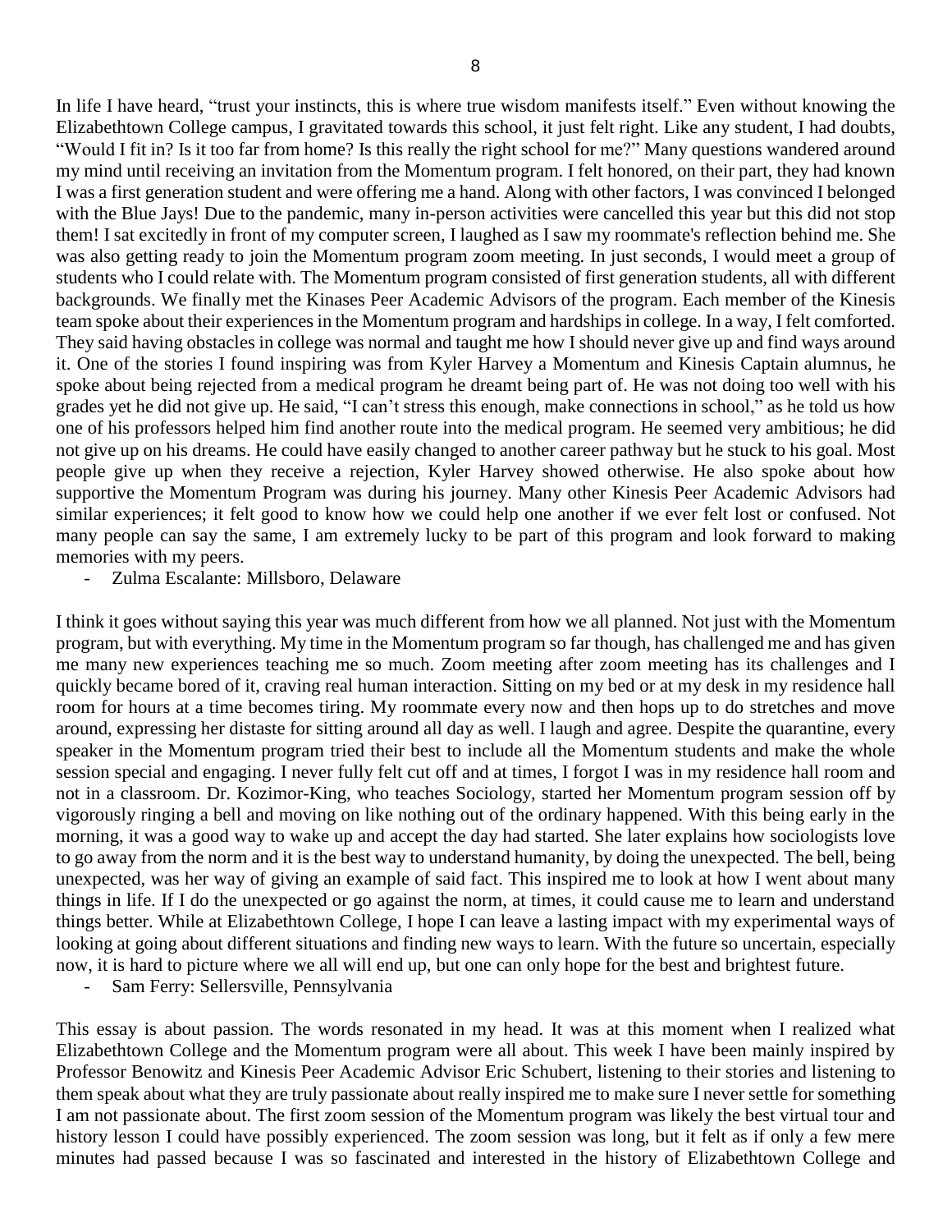In life I have heard, "trust your instincts, this is where true wisdom manifests itself." Even without knowing the Elizabethtown College campus, I gravitated towards this school, it just felt right. Like any student, I had doubts, "Would I fit in? Is it too far from home? Is this really the right school for me?" Many questions wandered around my mind until receiving an invitation from the Momentum program. I felt honored, on their part, they had known I was a first generation student and were offering me a hand. Along with other factors, I was convinced I belonged with the Blue Jays! Due to the pandemic, many in-person activities were cancelled this year but this did not stop them! I sat excitedly in front of my computer screen, I laughed as I saw my roommate's reflection behind me. She was also getting ready to join the Momentum program zoom meeting. In just seconds, I would meet a group of students who I could relate with. The Momentum program consisted of first generation students, all with different backgrounds. We finally met the Kinases Peer Academic Advisors of the program. Each member of the Kinesis team spoke about their experiences in the Momentum program and hardships in college. In a way, I felt comforted. They said having obstacles in college was normal and taught me how I should never give up and find ways around it. One of the stories I found inspiring was from Kyler Harvey a Momentum and Kinesis Captain alumnus, he spoke about being rejected from a medical program he dreamt being part of. He was not doing too well with his grades yet he did not give up. He said, "I can't stress this enough, make connections in school," as he told us how one of his professors helped him find another route into the medical program. He seemed very ambitious; he did not give up on his dreams. He could have easily changed to another career pathway but he stuck to his goal. Most people give up when they receive a rejection, Kyler Harvey showed otherwise. He also spoke about how supportive the Momentum Program was during his journey. Many other Kinesis Peer Academic Advisors had similar experiences; it felt good to know how we could help one another if we ever felt lost or confused. Not many people can say the same, I am extremely lucky to be part of this program and look forward to making memories with my peers.

- Zulma Escalante: Millsboro, Delaware

I think it goes without saying this year was much different from how we all planned. Not just with the Momentum program, but with everything. My time in the Momentum program so far though, has challenged me and has given me many new experiences teaching me so much. Zoom meeting after zoom meeting has its challenges and I quickly became bored of it, craving real human interaction. Sitting on my bed or at my desk in my residence hall room for hours at a time becomes tiring. My roommate every now and then hops up to do stretches and move around, expressing her distaste for sitting around all day as well. I laugh and agree. Despite the quarantine, every speaker in the Momentum program tried their best to include all the Momentum students and make the whole session special and engaging. I never fully felt cut off and at times, I forgot I was in my residence hall room and not in a classroom. Dr. Kozimor-King, who teaches Sociology, started her Momentum program session off by vigorously ringing a bell and moving on like nothing out of the ordinary happened. With this being early in the morning, it was a good way to wake up and accept the day had started. She later explains how sociologists love to go away from the norm and it is the best way to understand humanity, by doing the unexpected. The bell, being unexpected, was her way of giving an example of said fact. This inspired me to look at how I went about many things in life. If I do the unexpected or go against the norm, at times, it could cause me to learn and understand things better. While at Elizabethtown College, I hope I can leave a lasting impact with my experimental ways of looking at going about different situations and finding new ways to learn. With the future so uncertain, especially now, it is hard to picture where we all will end up, but one can only hope for the best and brightest future.

- Sam Ferry: Sellersville, Pennsylvania

This essay is about passion. The words resonated in my head. It was at this moment when I realized what Elizabethtown College and the Momentum program were all about. This week I have been mainly inspired by Professor Benowitz and Kinesis Peer Academic Advisor Eric Schubert, listening to their stories and listening to them speak about what they are truly passionate about really inspired me to make sure I never settle for something I am not passionate about. The first zoom session of the Momentum program was likely the best virtual tour and history lesson I could have possibly experienced. The zoom session was long, but it felt as if only a few mere minutes had passed because I was so fascinated and interested in the history of Elizabethtown College and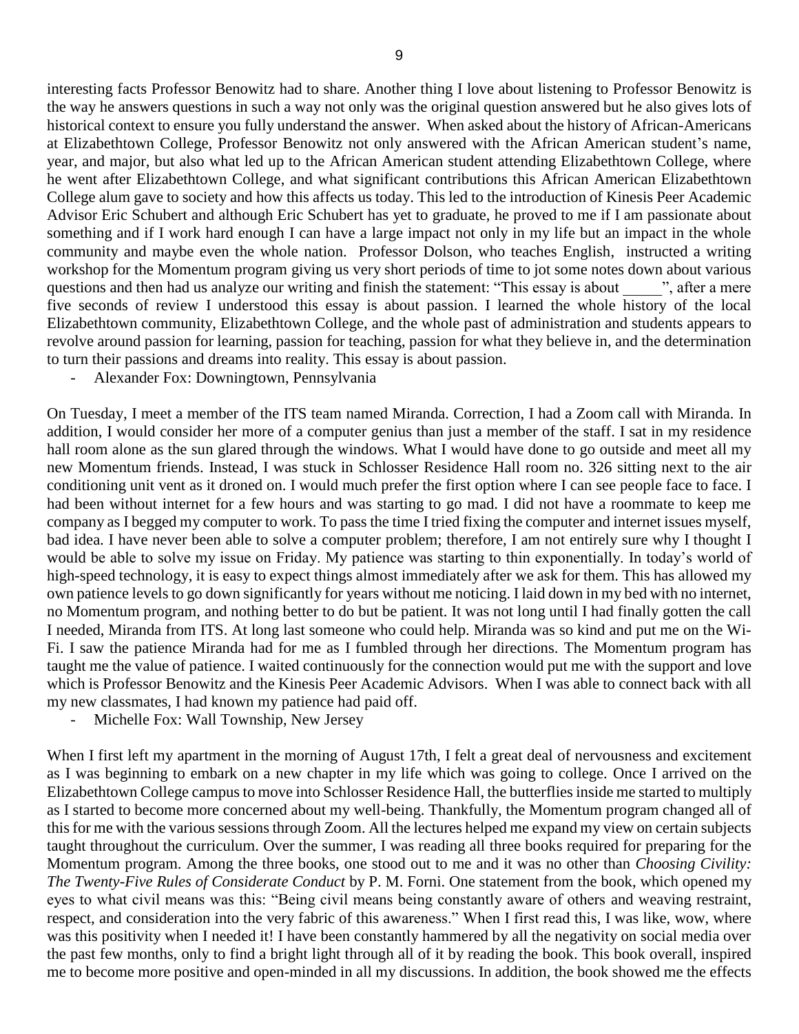interesting facts Professor Benowitz had to share. Another thing I love about listening to Professor Benowitz is the way he answers questions in such a way not only was the original question answered but he also gives lots of historical context to ensure you fully understand the answer. When asked about the history of African-Americans at Elizabethtown College, Professor Benowitz not only answered with the African American student's name, year, and major, but also what led up to the African American student attending Elizabethtown College, where he went after Elizabethtown College, and what significant contributions this African American Elizabethtown College alum gave to society and how this affects us today. This led to the introduction of Kinesis Peer Academic Advisor Eric Schubert and although Eric Schubert has yet to graduate, he proved to me if I am passionate about something and if I work hard enough I can have a large impact not only in my life but an impact in the whole community and maybe even the whole nation. Professor Dolson, who teaches English, instructed a writing workshop for the Momentum program giving us very short periods of time to jot some notes down about various questions and then had us analyze our writing and finish the statement: "This essay is about _____", after a mere five seconds of review I understood this essay is about passion. I learned the whole history of the local Elizabethtown community, Elizabethtown College, and the whole past of administration and students appears to revolve around passion for learning, passion for teaching, passion for what they believe in, and the determination to turn their passions and dreams into reality. This essay is about passion.

- Alexander Fox: Downingtown, Pennsylvania

On Tuesday, I meet a member of the ITS team named Miranda. Correction, I had a Zoom call with Miranda. In addition, I would consider her more of a computer genius than just a member of the staff. I sat in my residence hall room alone as the sun glared through the windows. What I would have done to go outside and meet all my new Momentum friends. Instead, I was stuck in Schlosser Residence Hall room no. 326 sitting next to the air conditioning unit vent as it droned on. I would much prefer the first option where I can see people face to face. I had been without internet for a few hours and was starting to go mad. I did not have a roommate to keep me company as I begged my computer to work. To pass the time I tried fixing the computer and internet issues myself, bad idea. I have never been able to solve a computer problem; therefore, I am not entirely sure why I thought I would be able to solve my issue on Friday. My patience was starting to thin exponentially. In today's world of high-speed technology, it is easy to expect things almost immediately after we ask for them. This has allowed my own patience levels to go down significantly for years without me noticing. I laid down in my bed with no internet, no Momentum program, and nothing better to do but be patient. It was not long until I had finally gotten the call I needed, Miranda from ITS. At long last someone who could help. Miranda was so kind and put me on the Wi-Fi. I saw the patience Miranda had for me as I fumbled through her directions. The Momentum program has taught me the value of patience. I waited continuously for the connection would put me with the support and love which is Professor Benowitz and the Kinesis Peer Academic Advisors. When I was able to connect back with all my new classmates, I had known my patience had paid off.

- Michelle Fox: Wall Township, New Jersey

When I first left my apartment in the morning of August 17th, I felt a great deal of nervousness and excitement as I was beginning to embark on a new chapter in my life which was going to college. Once I arrived on the Elizabethtown College campus to move into Schlosser Residence Hall, the butterflies inside me started to multiply as I started to become more concerned about my well-being. Thankfully, the Momentum program changed all of this for me with the various sessions through Zoom. All the lectures helped me expand my view on certain subjects taught throughout the curriculum. Over the summer, I was reading all three books required for preparing for the Momentum program. Among the three books, one stood out to me and it was no other than *Choosing Civility: The Twenty-Five Rules of Considerate Conduct* by P. M. Forni. One statement from the book, which opened my eyes to what civil means was this: "Being civil means being constantly aware of others and weaving restraint, respect, and consideration into the very fabric of this awareness." When I first read this, I was like, wow, where was this positivity when I needed it! I have been constantly hammered by all the negativity on social media over the past few months, only to find a bright light through all of it by reading the book. This book overall, inspired me to become more positive and open-minded in all my discussions. In addition, the book showed me the effects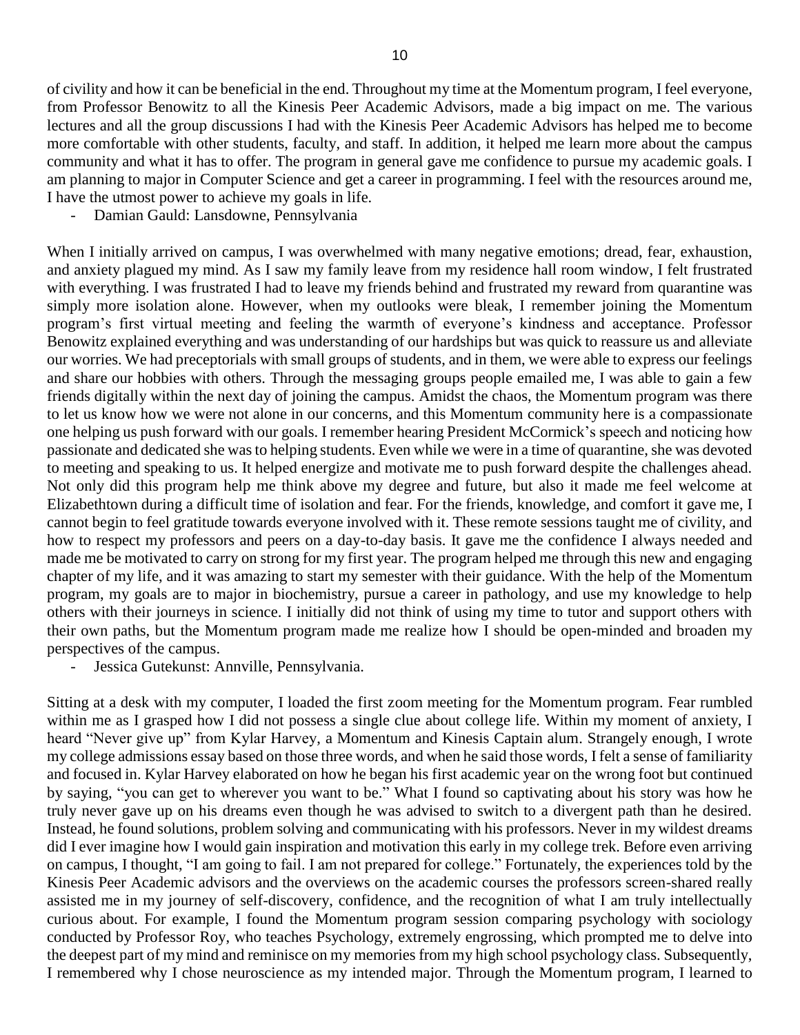of civility and how it can be beneficial in the end. Throughout my time at the Momentum program, I feel everyone, from Professor Benowitz to all the Kinesis Peer Academic Advisors, made a big impact on me. The various lectures and all the group discussions I had with the Kinesis Peer Academic Advisors has helped me to become more comfortable with other students, faculty, and staff. In addition, it helped me learn more about the campus community and what it has to offer. The program in general gave me confidence to pursue my academic goals. I am planning to major in Computer Science and get a career in programming. I feel with the resources around me, I have the utmost power to achieve my goals in life.

- Damian Gauld: Lansdowne, Pennsylvania

When I initially arrived on campus, I was overwhelmed with many negative emotions; dread, fear, exhaustion, and anxiety plagued my mind. As I saw my family leave from my residence hall room window, I felt frustrated with everything. I was frustrated I had to leave my friends behind and frustrated my reward from quarantine was simply more isolation alone. However, when my outlooks were bleak, I remember joining the Momentum program's first virtual meeting and feeling the warmth of everyone's kindness and acceptance. Professor Benowitz explained everything and was understanding of our hardships but was quick to reassure us and alleviate our worries. We had preceptorials with small groups of students, and in them, we were able to express our feelings and share our hobbies with others. Through the messaging groups people emailed me, I was able to gain a few friends digitally within the next day of joining the campus. Amidst the chaos, the Momentum program was there to let us know how we were not alone in our concerns, and this Momentum community here is a compassionate one helping us push forward with our goals. I remember hearing President McCormick's speech and noticing how passionate and dedicated she was to helping students. Even while we were in a time of quarantine, she was devoted to meeting and speaking to us. It helped energize and motivate me to push forward despite the challenges ahead. Not only did this program help me think above my degree and future, but also it made me feel welcome at Elizabethtown during a difficult time of isolation and fear. For the friends, knowledge, and comfort it gave me, I cannot begin to feel gratitude towards everyone involved with it. These remote sessions taught me of civility, and how to respect my professors and peers on a day-to-day basis. It gave me the confidence I always needed and made me be motivated to carry on strong for my first year. The program helped me through this new and engaging chapter of my life, and it was amazing to start my semester with their guidance. With the help of the Momentum program, my goals are to major in biochemistry, pursue a career in pathology, and use my knowledge to help others with their journeys in science. I initially did not think of using my time to tutor and support others with their own paths, but the Momentum program made me realize how I should be open-minded and broaden my perspectives of the campus.

- Jessica Gutekunst: Annville, Pennsylvania.

Sitting at a desk with my computer, I loaded the first zoom meeting for the Momentum program. Fear rumbled within me as I grasped how I did not possess a single clue about college life. Within my moment of anxiety, I heard "Never give up" from Kylar Harvey, a Momentum and Kinesis Captain alum. Strangely enough, I wrote my college admissions essay based on those three words, and when he said those words, I felt a sense of familiarity and focused in. Kylar Harvey elaborated on how he began his first academic year on the wrong foot but continued by saying, "you can get to wherever you want to be." What I found so captivating about his story was how he truly never gave up on his dreams even though he was advised to switch to a divergent path than he desired. Instead, he found solutions, problem solving and communicating with his professors. Never in my wildest dreams did I ever imagine how I would gain inspiration and motivation this early in my college trek. Before even arriving on campus, I thought, "I am going to fail. I am not prepared for college." Fortunately, the experiences told by the Kinesis Peer Academic advisors and the overviews on the academic courses the professors screen-shared really assisted me in my journey of self-discovery, confidence, and the recognition of what I am truly intellectually curious about. For example, I found the Momentum program session comparing psychology with sociology conducted by Professor Roy, who teaches Psychology, extremely engrossing, which prompted me to delve into the deepest part of my mind and reminisce on my memories from my high school psychology class. Subsequently, I remembered why I chose neuroscience as my intended major. Through the Momentum program, I learned to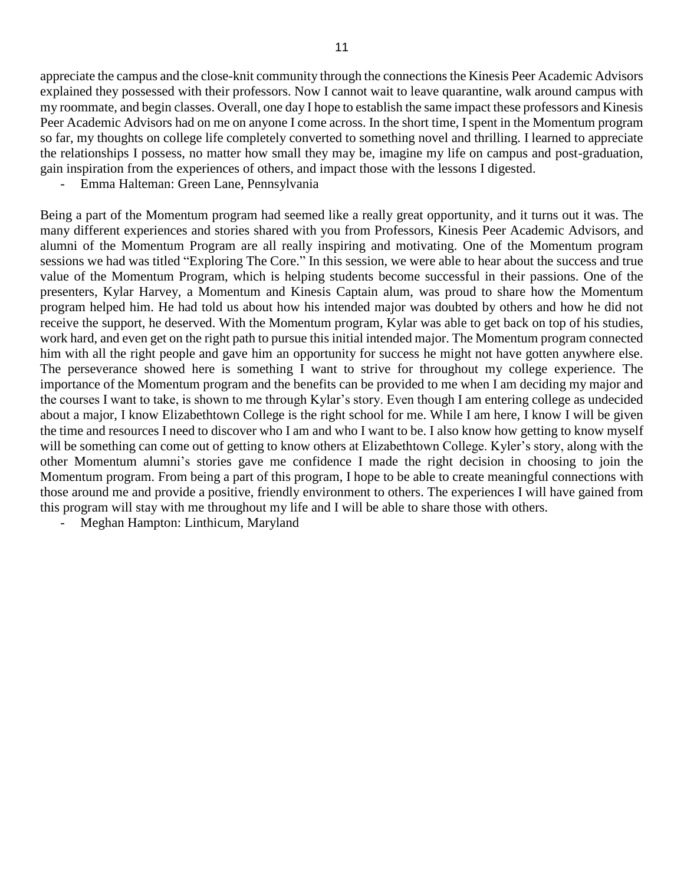appreciate the campus and the close-knit community through the connections the Kinesis Peer Academic Advisors explained they possessed with their professors. Now I cannot wait to leave quarantine, walk around campus with my roommate, and begin classes. Overall, one day I hope to establish the same impact these professors and Kinesis Peer Academic Advisors had on me on anyone I come across. In the short time, I spent in the Momentum program so far, my thoughts on college life completely converted to something novel and thrilling. I learned to appreciate the relationships I possess, no matter how small they may be, imagine my life on campus and post-graduation, gain inspiration from the experiences of others, and impact those with the lessons I digested.

- Emma Halteman: Green Lane, Pennsylvania

Being a part of the Momentum program had seemed like a really great opportunity, and it turns out it was. The many different experiences and stories shared with you from Professors, Kinesis Peer Academic Advisors, and alumni of the Momentum Program are all really inspiring and motivating. One of the Momentum program sessions we had was titled "Exploring The Core." In this session, we were able to hear about the success and true value of the Momentum Program, which is helping students become successful in their passions. One of the presenters, Kylar Harvey, a Momentum and Kinesis Captain alum, was proud to share how the Momentum program helped him. He had told us about how his intended major was doubted by others and how he did not receive the support, he deserved. With the Momentum program, Kylar was able to get back on top of his studies, work hard, and even get on the right path to pursue this initial intended major. The Momentum program connected him with all the right people and gave him an opportunity for success he might not have gotten anywhere else. The perseverance showed here is something I want to strive for throughout my college experience. The importance of the Momentum program and the benefits can be provided to me when I am deciding my major and the courses I want to take, is shown to me through Kylar's story. Even though I am entering college as undecided about a major, I know Elizabethtown College is the right school for me. While I am here, I know I will be given the time and resources I need to discover who I am and who I want to be. I also know how getting to know myself will be something can come out of getting to know others at Elizabethtown College. Kyler's story, along with the other Momentum alumni's stories gave me confidence I made the right decision in choosing to join the Momentum program. From being a part of this program, I hope to be able to create meaningful connections with those around me and provide a positive, friendly environment to others. The experiences I will have gained from this program will stay with me throughout my life and I will be able to share those with others.

- Meghan Hampton: Linthicum, Maryland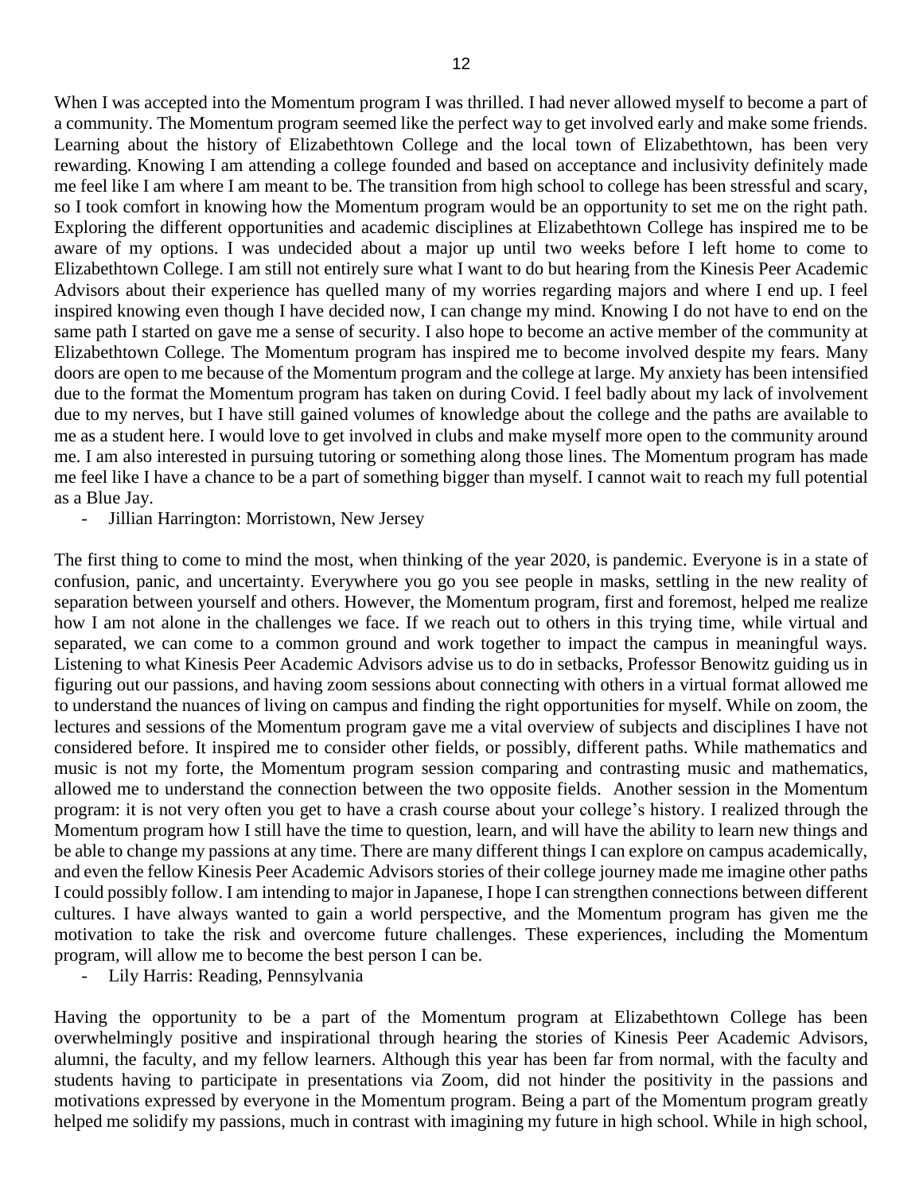When I was accepted into the Momentum program I was thrilled. I had never allowed myself to become a part of a community. The Momentum program seemed like the perfect way to get involved early and make some friends. Learning about the history of Elizabethtown College and the local town of Elizabethtown, has been very rewarding. Knowing I am attending a college founded and based on acceptance and inclusivity definitely made me feel like I am where I am meant to be. The transition from high school to college has been stressful and scary, so I took comfort in knowing how the Momentum program would be an opportunity to set me on the right path. Exploring the different opportunities and academic disciplines at Elizabethtown College has inspired me to be aware of my options. I was undecided about a major up until two weeks before I left home to come to Elizabethtown College. I am still not entirely sure what I want to do but hearing from the Kinesis Peer Academic Advisors about their experience has quelled many of my worries regarding majors and where I end up. I feel inspired knowing even though I have decided now, I can change my mind. Knowing I do not have to end on the same path I started on gave me a sense of security. I also hope to become an active member of the community at Elizabethtown College. The Momentum program has inspired me to become involved despite my fears. Many doors are open to me because of the Momentum program and the college at large. My anxiety has been intensified due to the format the Momentum program has taken on during Covid. I feel badly about my lack of involvement due to my nerves, but I have still gained volumes of knowledge about the college and the paths are available to me as a student here. I would love to get involved in clubs and make myself more open to the community around me. I am also interested in pursuing tutoring or something along those lines. The Momentum program has made me feel like I have a chance to be a part of something bigger than myself. I cannot wait to reach my full potential as a Blue Jay.

- Jillian Harrington: Morristown, New Jersey

The first thing to come to mind the most, when thinking of the year 2020, is pandemic. Everyone is in a state of confusion, panic, and uncertainty. Everywhere you go you see people in masks, settling in the new reality of separation between yourself and others. However, the Momentum program, first and foremost, helped me realize how I am not alone in the challenges we face. If we reach out to others in this trying time, while virtual and separated, we can come to a common ground and work together to impact the campus in meaningful ways. Listening to what Kinesis Peer Academic Advisors advise us to do in setbacks, Professor Benowitz guiding us in figuring out our passions, and having zoom sessions about connecting with others in a virtual format allowed me to understand the nuances of living on campus and finding the right opportunities for myself. While on zoom, the lectures and sessions of the Momentum program gave me a vital overview of subjects and disciplines I have not considered before. It inspired me to consider other fields, or possibly, different paths. While mathematics and music is not my forte, the Momentum program session comparing and contrasting music and mathematics, allowed me to understand the connection between the two opposite fields. Another session in the Momentum program: it is not very often you get to have a crash course about your college's history. I realized through the Momentum program how I still have the time to question, learn, and will have the ability to learn new things and be able to change my passions at any time. There are many different things I can explore on campus academically, and even the fellow Kinesis Peer Academic Advisors stories of their college journey made me imagine other paths I could possibly follow. I am intending to major in Japanese, I hope I can strengthen connections between different cultures. I have always wanted to gain a world perspective, and the Momentum program has given me the motivation to take the risk and overcome future challenges. These experiences, including the Momentum program, will allow me to become the best person I can be.

- Lily Harris: Reading, Pennsylvania

Having the opportunity to be a part of the Momentum program at Elizabethtown College has been overwhelmingly positive and inspirational through hearing the stories of Kinesis Peer Academic Advisors, alumni, the faculty, and my fellow learners. Although this year has been far from normal, with the faculty and students having to participate in presentations via Zoom, did not hinder the positivity in the passions and motivations expressed by everyone in the Momentum program. Being a part of the Momentum program greatly helped me solidify my passions, much in contrast with imagining my future in high school. While in high school,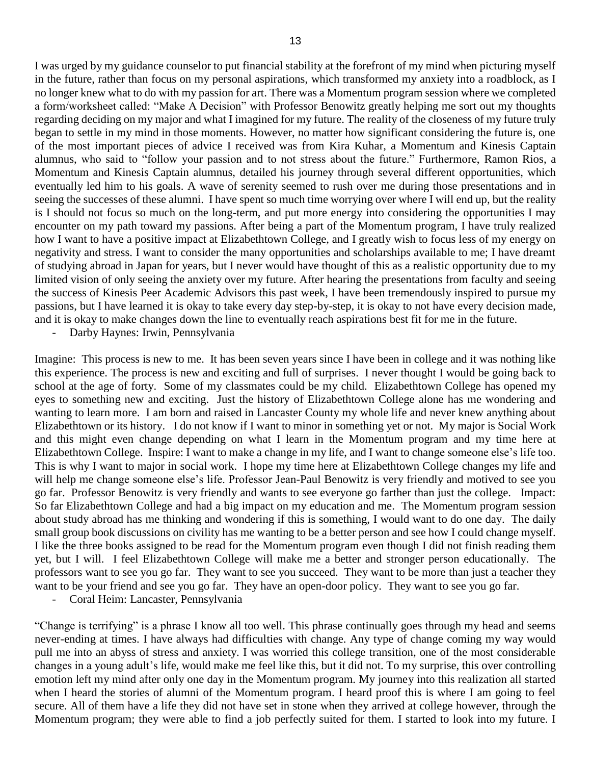I was urged by my guidance counselor to put financial stability at the forefront of my mind when picturing myself in the future, rather than focus on my personal aspirations, which transformed my anxiety into a roadblock, as I no longer knew what to do with my passion for art. There was a Momentum program session where we completed a form/worksheet called: "Make A Decision" with Professor Benowitz greatly helping me sort out my thoughts regarding deciding on my major and what I imagined for my future. The reality of the closeness of my future truly began to settle in my mind in those moments. However, no matter how significant considering the future is, one of the most important pieces of advice I received was from Kira Kuhar, a Momentum and Kinesis Captain alumnus, who said to "follow your passion and to not stress about the future." Furthermore, Ramon Rios, a Momentum and Kinesis Captain alumnus, detailed his journey through several different opportunities, which eventually led him to his goals. A wave of serenity seemed to rush over me during those presentations and in seeing the successes of these alumni. I have spent so much time worrying over where I will end up, but the reality is I should not focus so much on the long-term, and put more energy into considering the opportunities I may encounter on my path toward my passions. After being a part of the Momentum program, I have truly realized how I want to have a positive impact at Elizabethtown College, and I greatly wish to focus less of my energy on negativity and stress. I want to consider the many opportunities and scholarships available to me; I have dreamt of studying abroad in Japan for years, but I never would have thought of this as a realistic opportunity due to my limited vision of only seeing the anxiety over my future. After hearing the presentations from faculty and seeing the success of Kinesis Peer Academic Advisors this past week, I have been tremendously inspired to pursue my passions, but I have learned it is okay to take every day step-by-step, it is okay to not have every decision made, and it is okay to make changes down the line to eventually reach aspirations best fit for me in the future.

- Darby Haynes: Irwin, Pennsylvania

Imagine: This process is new to me. It has been seven years since I have been in college and it was nothing like this experience. The process is new and exciting and full of surprises. I never thought I would be going back to school at the age of forty. Some of my classmates could be my child. Elizabethtown College has opened my eyes to something new and exciting. Just the history of Elizabethtown College alone has me wondering and wanting to learn more. I am born and raised in Lancaster County my whole life and never knew anything about Elizabethtown or its history. I do not know if I want to minor in something yet or not. My major is Social Work and this might even change depending on what I learn in the Momentum program and my time here at Elizabethtown College. Inspire: I want to make a change in my life, and I want to change someone else's life too. This is why I want to major in social work. I hope my time here at Elizabethtown College changes my life and will help me change someone else's life. Professor Jean-Paul Benowitz is very friendly and motived to see you go far. Professor Benowitz is very friendly and wants to see everyone go farther than just the college. Impact: So far Elizabethtown College and had a big impact on my education and me. The Momentum program session about study abroad has me thinking and wondering if this is something, I would want to do one day. The daily small group book discussions on civility has me wanting to be a better person and see how I could change myself. I like the three books assigned to be read for the Momentum program even though I did not finish reading them yet, but I will. I feel Elizabethtown College will make me a better and stronger person educationally. The professors want to see you go far. They want to see you succeed. They want to be more than just a teacher they want to be your friend and see you go far. They have an open-door policy. They want to see you go far.

- Coral Heim: Lancaster, Pennsylvania

"Change is terrifying" is a phrase I know all too well. This phrase continually goes through my head and seems never-ending at times. I have always had difficulties with change. Any type of change coming my way would pull me into an abyss of stress and anxiety. I was worried this college transition, one of the most considerable changes in a young adult's life, would make me feel like this, but it did not. To my surprise, this over controlling emotion left my mind after only one day in the Momentum program. My journey into this realization all started when I heard the stories of alumni of the Momentum program. I heard proof this is where I am going to feel secure. All of them have a life they did not have set in stone when they arrived at college however, through the Momentum program; they were able to find a job perfectly suited for them. I started to look into my future. I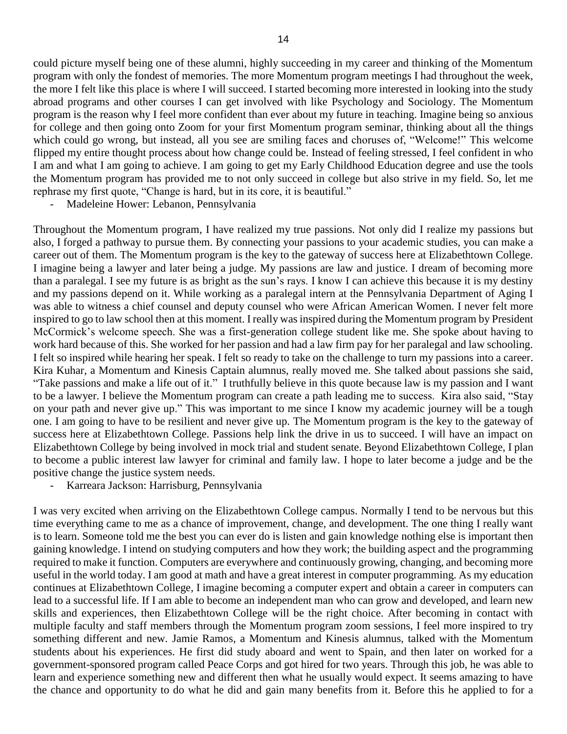could picture myself being one of these alumni, highly succeeding in my career and thinking of the Momentum program with only the fondest of memories. The more Momentum program meetings I had throughout the week, the more I felt like this place is where I will succeed. I started becoming more interested in looking into the study abroad programs and other courses I can get involved with like Psychology and Sociology. The Momentum program is the reason why I feel more confident than ever about my future in teaching. Imagine being so anxious for college and then going onto Zoom for your first Momentum program seminar, thinking about all the things which could go wrong, but instead, all you see are smiling faces and choruses of, "Welcome!" This welcome flipped my entire thought process about how change could be. Instead of feeling stressed, I feel confident in who I am and what I am going to achieve. I am going to get my Early Childhood Education degree and use the tools the Momentum program has provided me to not only succeed in college but also strive in my field. So, let me rephrase my first quote, "Change is hard, but in its core, it is beautiful."

- Madeleine Hower: Lebanon, Pennsylvania

Throughout the Momentum program, I have realized my true passions. Not only did I realize my passions but also, I forged a pathway to pursue them. By connecting your passions to your academic studies, you can make a career out of them. The Momentum program is the key to the gateway of success here at Elizabethtown College. I imagine being a lawyer and later being a judge. My passions are law and justice. I dream of becoming more than a paralegal. I see my future is as bright as the sun's rays. I know I can achieve this because it is my destiny and my passions depend on it. While working as a paralegal intern at the Pennsylvania Department of Aging I was able to witness a chief counsel and deputy counsel who were African American Women. I never felt more inspired to go to law school then at this moment. I really was inspired during the Momentum program by President McCormick's welcome speech. She was a first-generation college student like me. She spoke about having to work hard because of this. She worked for her passion and had a law firm pay for her paralegal and law schooling. I felt so inspired while hearing her speak. I felt so ready to take on the challenge to turn my passions into a career. Kira Kuhar, a Momentum and Kinesis Captain alumnus, really moved me. She talked about passions she said, "Take passions and make a life out of it." I truthfully believe in this quote because law is my passion and I want to be a lawyer. I believe the Momentum program can create a path leading me to success. Kira also said, "Stay on your path and never give up." This was important to me since I know my academic journey will be a tough one. I am going to have to be resilient and never give up. The Momentum program is the key to the gateway of success here at Elizabethtown College. Passions help link the drive in us to succeed. I will have an impact on Elizabethtown College by being involved in mock trial and student senate. Beyond Elizabethtown College, I plan to become a public interest law lawyer for criminal and family law. I hope to later become a judge and be the positive change the justice system needs.

- Karreara Jackson: Harrisburg, Pennsylvania

I was very excited when arriving on the Elizabethtown College campus. Normally I tend to be nervous but this time everything came to me as a chance of improvement, change, and development. The one thing I really want is to learn. Someone told me the best you can ever do is listen and gain knowledge nothing else is important then gaining knowledge. I intend on studying computers and how they work; the building aspect and the programming required to make it function. Computers are everywhere and continuously growing, changing, and becoming more useful in the world today. I am good at math and have a great interest in computer programming. As my education continues at Elizabethtown College, I imagine becoming a computer expert and obtain a career in computers can lead to a successful life. If I am able to become an independent man who can grow and developed, and learn new skills and experiences, then Elizabethtown College will be the right choice. After becoming in contact with multiple faculty and staff members through the Momentum program zoom sessions, I feel more inspired to try something different and new. Jamie Ramos, a Momentum and Kinesis alumnus, talked with the Momentum students about his experiences. He first did study aboard and went to Spain, and then later on worked for a government-sponsored program called Peace Corps and got hired for two years. Through this job, he was able to learn and experience something new and different then what he usually would expect. It seems amazing to have the chance and opportunity to do what he did and gain many benefits from it. Before this he applied to for a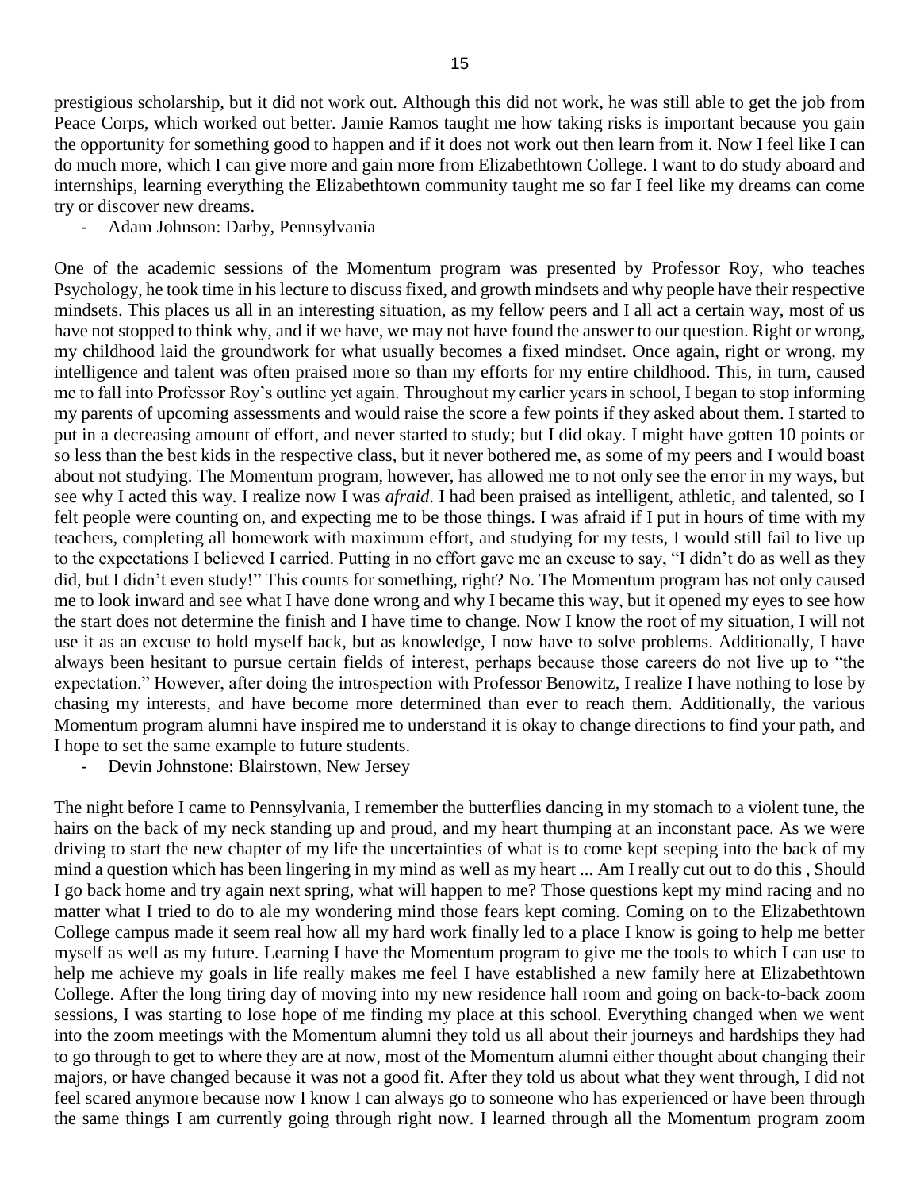prestigious scholarship, but it did not work out. Although this did not work, he was still able to get the job from Peace Corps, which worked out better. Jamie Ramos taught me how taking risks is important because you gain the opportunity for something good to happen and if it does not work out then learn from it. Now I feel like I can do much more, which I can give more and gain more from Elizabethtown College. I want to do study aboard and internships, learning everything the Elizabethtown community taught me so far I feel like my dreams can come try or discover new dreams.

- Adam Johnson: Darby, Pennsylvania

One of the academic sessions of the Momentum program was presented by Professor Roy, who teaches Psychology, he took time in his lecture to discuss fixed, and growth mindsets and why people have their respective mindsets. This places us all in an interesting situation, as my fellow peers and I all act a certain way, most of us have not stopped to think why, and if we have, we may not have found the answer to our question. Right or wrong, my childhood laid the groundwork for what usually becomes a fixed mindset. Once again, right or wrong, my intelligence and talent was often praised more so than my efforts for my entire childhood. This, in turn, caused me to fall into Professor Roy's outline yet again. Throughout my earlier years in school, I began to stop informing my parents of upcoming assessments and would raise the score a few points if they asked about them. I started to put in a decreasing amount of effort, and never started to study; but I did okay. I might have gotten 10 points or so less than the best kids in the respective class, but it never bothered me, as some of my peers and I would boast about not studying. The Momentum program, however, has allowed me to not only see the error in my ways, but see why I acted this way. I realize now I was *afraid*. I had been praised as intelligent, athletic, and talented, so I felt people were counting on, and expecting me to be those things. I was afraid if I put in hours of time with my teachers, completing all homework with maximum effort, and studying for my tests, I would still fail to live up to the expectations I believed I carried. Putting in no effort gave me an excuse to say, "I didn't do as well as they did, but I didn't even study!" This counts for something, right? No. The Momentum program has not only caused me to look inward and see what I have done wrong and why I became this way, but it opened my eyes to see how the start does not determine the finish and I have time to change. Now I know the root of my situation, I will not use it as an excuse to hold myself back, but as knowledge, I now have to solve problems. Additionally, I have always been hesitant to pursue certain fields of interest, perhaps because those careers do not live up to "the expectation." However, after doing the introspection with Professor Benowitz, I realize I have nothing to lose by chasing my interests, and have become more determined than ever to reach them. Additionally, the various Momentum program alumni have inspired me to understand it is okay to change directions to find your path, and I hope to set the same example to future students.

- Devin Johnstone: Blairstown, New Jersey

The night before I came to Pennsylvania, I remember the butterflies dancing in my stomach to a violent tune, the hairs on the back of my neck standing up and proud, and my heart thumping at an inconstant pace. As we were driving to start the new chapter of my life the uncertainties of what is to come kept seeping into the back of my mind a question which has been lingering in my mind as well as my heart ... Am I really cut out to do this , Should I go back home and try again next spring, what will happen to me? Those questions kept my mind racing and no matter what I tried to do to ale my wondering mind those fears kept coming. Coming on to the Elizabethtown College campus made it seem real how all my hard work finally led to a place I know is going to help me better myself as well as my future. Learning I have the Momentum program to give me the tools to which I can use to help me achieve my goals in life really makes me feel I have established a new family here at Elizabethtown College. After the long tiring day of moving into my new residence hall room and going on back-to-back zoom sessions, I was starting to lose hope of me finding my place at this school. Everything changed when we went into the zoom meetings with the Momentum alumni they told us all about their journeys and hardships they had to go through to get to where they are at now, most of the Momentum alumni either thought about changing their majors, or have changed because it was not a good fit. After they told us about what they went through, I did not feel scared anymore because now I know I can always go to someone who has experienced or have been through the same things I am currently going through right now. I learned through all the Momentum program zoom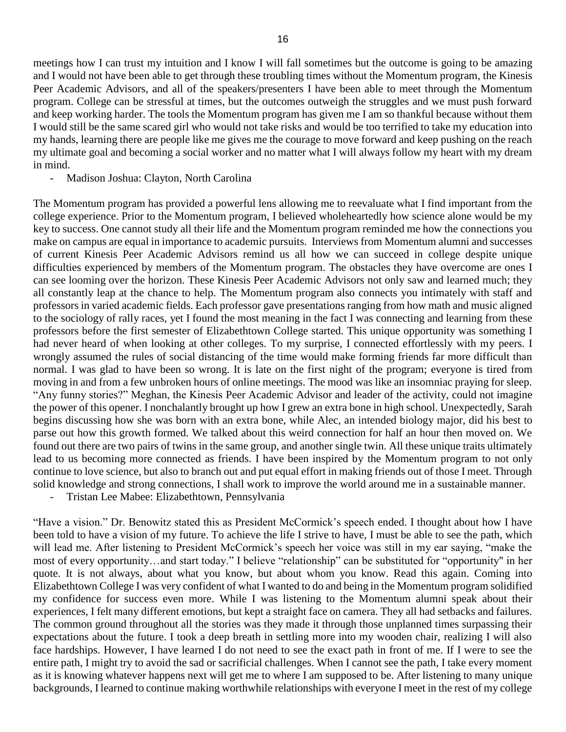meetings how I can trust my intuition and I know I will fall sometimes but the outcome is going to be amazing and I would not have been able to get through these troubling times without the Momentum program, the Kinesis Peer Academic Advisors, and all of the speakers/presenters I have been able to meet through the Momentum program. College can be stressful at times, but the outcomes outweigh the struggles and we must push forward and keep working harder. The tools the Momentum program has given me I am so thankful because without them I would still be the same scared girl who would not take risks and would be too terrified to take my education into my hands, learning there are people like me gives me the courage to move forward and keep pushing on the reach my ultimate goal and becoming a social worker and no matter what I will always follow my heart with my dream in mind.

- Madison Joshua: Clayton, North Carolina

The Momentum program has provided a powerful lens allowing me to reevaluate what I find important from the college experience. Prior to the Momentum program, I believed wholeheartedly how science alone would be my key to success. One cannot study all their life and the Momentum program reminded me how the connections you make on campus are equal in importance to academic pursuits. Interviews from Momentum alumni and successes of current Kinesis Peer Academic Advisors remind us all how we can succeed in college despite unique difficulties experienced by members of the Momentum program. The obstacles they have overcome are ones I can see looming over the horizon. These Kinesis Peer Academic Advisors not only saw and learned much; they all constantly leap at the chance to help. The Momentum program also connects you intimately with staff and professors in varied academic fields. Each professor gave presentations ranging from how math and music aligned to the sociology of rally races, yet I found the most meaning in the fact I was connecting and learning from these professors before the first semester of Elizabethtown College started. This unique opportunity was something I had never heard of when looking at other colleges. To my surprise, I connected effortlessly with my peers. I wrongly assumed the rules of social distancing of the time would make forming friends far more difficult than normal. I was glad to have been so wrong. It is late on the first night of the program; everyone is tired from moving in and from a few unbroken hours of online meetings. The mood was like an insomniac praying for sleep. "Any funny stories?" Meghan, the Kinesis Peer Academic Advisor and leader of the activity, could not imagine the power of this opener. I nonchalantly brought up how I grew an extra bone in high school. Unexpectedly, Sarah begins discussing how she was born with an extra bone, while Alec, an intended biology major, did his best to parse out how this growth formed. We talked about this weird connection for half an hour then moved on. We found out there are two pairs of twins in the same group, and another single twin. All these unique traits ultimately lead to us becoming more connected as friends. I have been inspired by the Momentum program to not only continue to love science, but also to branch out and put equal effort in making friends out of those I meet. Through solid knowledge and strong connections, I shall work to improve the world around me in a sustainable manner.

- Tristan Lee Mabee: Elizabethtown, Pennsylvania

"Have a vision." Dr. Benowitz stated this as President McCormick's speech ended. I thought about how I have been told to have a vision of my future. To achieve the life I strive to have, I must be able to see the path, which will lead me. After listening to President McCormick's speech her voice was still in my ear saying, "make the most of every opportunity…and start today." I believe "relationship" can be substituted for "opportunity" in her quote. It is not always, about what you know, but about whom you know. Read this again. Coming into Elizabethtown College I was very confident of what I wanted to do and being in the Momentum program solidified my confidence for success even more. While I was listening to the Momentum alumni speak about their experiences, I felt many different emotions, but kept a straight face on camera. They all had setbacks and failures. The common ground throughout all the stories was they made it through those unplanned times surpassing their expectations about the future. I took a deep breath in settling more into my wooden chair, realizing I will also face hardships. However, I have learned I do not need to see the exact path in front of me. If I were to see the entire path, I might try to avoid the sad or sacrificial challenges. When I cannot see the path, I take every moment as it is knowing whatever happens next will get me to where I am supposed to be. After listening to many unique backgrounds, I learned to continue making worthwhile relationships with everyone I meet in the rest of my college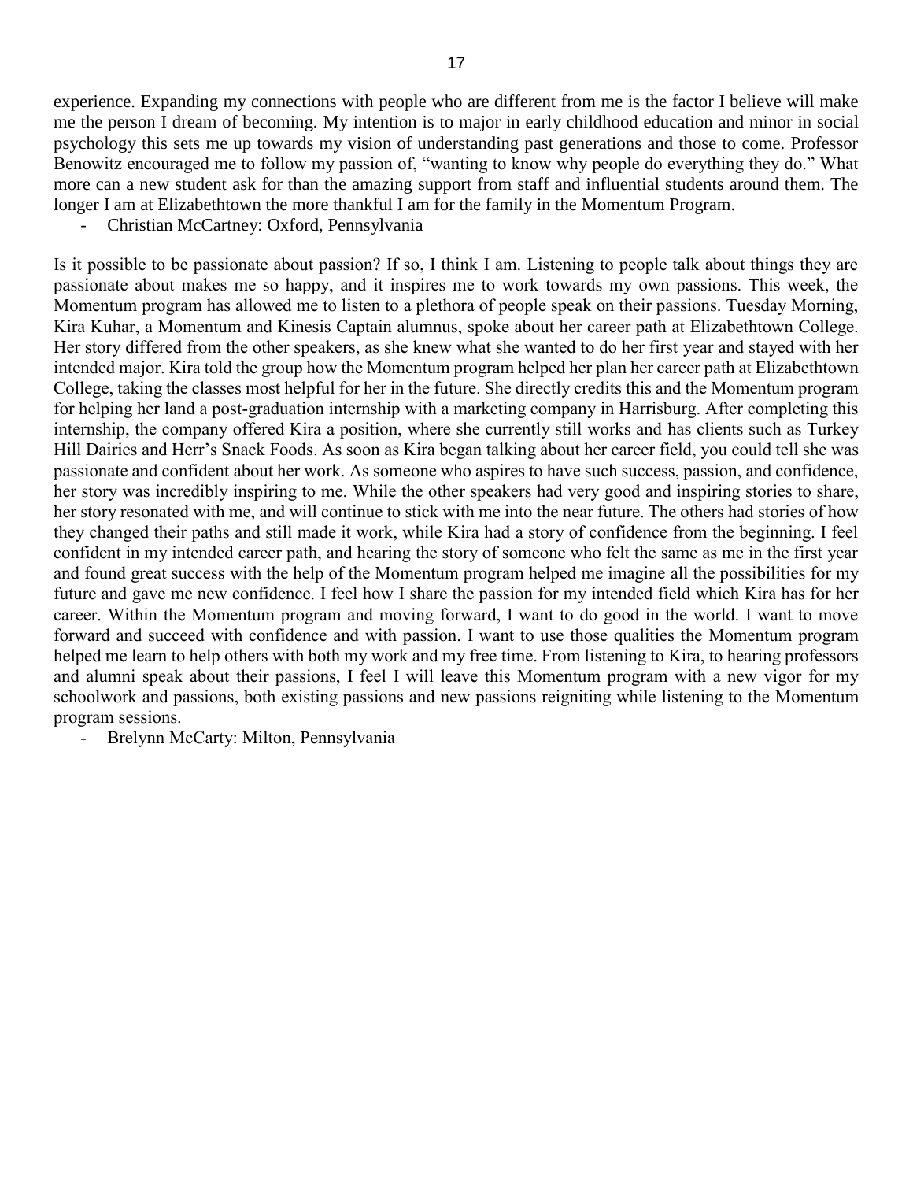experience. Expanding my connections with people who are different from me is the factor I believe will make me the person I dream of becoming. My intention is to major in early childhood education and minor in social psychology this sets me up towards my vision of understanding past generations and those to come. Professor Benowitz encouraged me to follow my passion of, "wanting to know why people do everything they do." What more can a new student ask for than the amazing support from staff and influential students around them. The longer I am at Elizabethtown the more thankful I am for the family in the Momentum Program.

- Christian McCartney: Oxford, Pennsylvania

Is it possible to be passionate about passion? If so, I think I am. Listening to people talk about things they are passionate about makes me so happy, and it inspires me to work towards my own passions. This week, the Momentum program has allowed me to listen to a plethora of people speak on their passions. Tuesday Morning, Kira Kuhar, a Momentum and Kinesis Captain alumnus, spoke about her career path at Elizabethtown College. Her story differed from the other speakers, as she knew what she wanted to do her first year and stayed with her intended major. Kira told the group how the Momentum program helped her plan her career path at Elizabethtown College, taking the classes most helpful for her in the future. She directly credits this and the Momentum program for helping her land a post-graduation internship with a marketing company in Harrisburg. After completing this internship, the company offered Kira a position, where she currently still works and has clients such as Turkey Hill Dairies and Herr's Snack Foods. As soon as Kira began talking about her career field, you could tell she was passionate and confident about her work. As someone who aspires to have such success, passion, and confidence, her story was incredibly inspiring to me. While the other speakers had very good and inspiring stories to share, her story resonated with me, and will continue to stick with me into the near future. The others had stories of how they changed their paths and still made it work, while Kira had a story of confidence from the beginning. I feel confident in my intended career path, and hearing the story of someone who felt the same as me in the first year and found great success with the help of the Momentum program helped me imagine all the possibilities for my future and gave me new confidence. I feel how I share the passion for my intended field which Kira has for her career. Within the Momentum program and moving forward, I want to do good in the world. I want to move forward and succeed with confidence and with passion. I want to use those qualities the Momentum program helped me learn to help others with both my work and my free time. From listening to Kira, to hearing professors and alumni speak about their passions, I feel I will leave this Momentum program with a new vigor for my schoolwork and passions, both existing passions and new passions reigniting while listening to the Momentum program sessions.

- Brelynn McCarty: Milton, Pennsylvania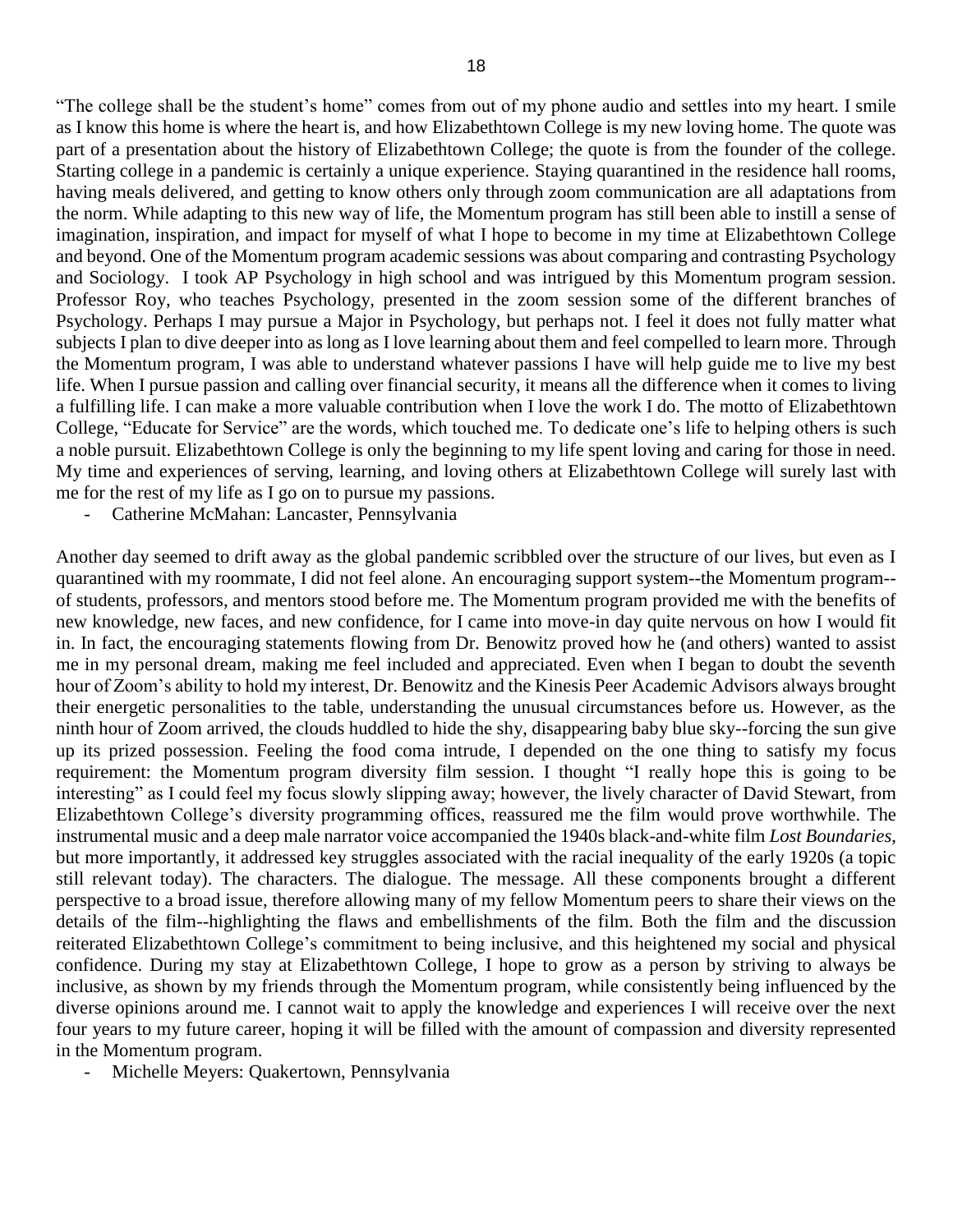"The college shall be the student's home" comes from out of my phone audio and settles into my heart. I smile as I know this home is where the heart is, and how Elizabethtown College is my new loving home. The quote was part of a presentation about the history of Elizabethtown College; the quote is from the founder of the college. Starting college in a pandemic is certainly a unique experience. Staying quarantined in the residence hall rooms, having meals delivered, and getting to know others only through zoom communication are all adaptations from the norm. While adapting to this new way of life, the Momentum program has still been able to instill a sense of imagination, inspiration, and impact for myself of what I hope to become in my time at Elizabethtown College and beyond. One of the Momentum program academic sessions was about comparing and contrasting Psychology and Sociology. I took AP Psychology in high school and was intrigued by this Momentum program session. Professor Roy, who teaches Psychology, presented in the zoom session some of the different branches of Psychology. Perhaps I may pursue a Major in Psychology, but perhaps not. I feel it does not fully matter what subjects I plan to dive deeper into as long as I love learning about them and feel compelled to learn more. Through the Momentum program, I was able to understand whatever passions I have will help guide me to live my best life. When I pursue passion and calling over financial security, it means all the difference when it comes to living a fulfilling life. I can make a more valuable contribution when I love the work I do. The motto of Elizabethtown College, "Educate for Service" are the words, which touched me. To dedicate one's life to helping others is such a noble pursuit. Elizabethtown College is only the beginning to my life spent loving and caring for those in need. My time and experiences of serving, learning, and loving others at Elizabethtown College will surely last with me for the rest of my life as I go on to pursue my passions.

- Catherine McMahan: Lancaster, Pennsylvania

Another day seemed to drift away as the global pandemic scribbled over the structure of our lives, but even as I quarantined with my roommate, I did not feel alone. An encouraging support system--the Momentum program--of students, professors, and mentors stood before me. The Momentum program provided me with the benefits of new knowledge, new faces, and new confidence, for I came into move-in day quite nervous on how I would fit in. In fact, the encouraging statements flowing from Dr. Benowitz proved how he (and others) wanted to assist me in my personal dream, making me feel included and appreciated. Even when I began to doubt the seventh hour of Zoom's ability to hold my interest, Dr. Benowitz and the Kinesis Peer Academic Advisors always brought their energetic personalities to the table, understanding the unusual circumstances before us. However, as the ninth hour of Zoom arrived, the clouds huddled to hide the shy, disappearing baby blue sky--forcing the sun give up its prized possession. Feeling the food coma intrude, I depended on the one thing to satisfy my focus requirement: the Momentum program diversity film session. I thought "I really hope this is going to be interesting" as I could feel my focus slowly slipping away; however, the lively character of David Stewart, from Elizabethtown College's diversity programming offices, reassured me the film would prove worthwhile. The instrumental music and a deep male narrator voice accompanied the 1940s black-and-white film *Lost Boundaries*, but more importantly, it addressed key struggles associated with the racial inequality of the early 1920s (a topic still relevant today). The characters. The dialogue. The message. All these components brought a different perspective to a broad issue, therefore allowing many of my fellow Momentum peers to share their views on the details of the film--highlighting the flaws and embellishments of the film. Both the film and the discussion reiterated Elizabethtown College's commitment to being inclusive, and this heightened my social and physical confidence. During my stay at Elizabethtown College, I hope to grow as a person by striving to always be inclusive, as shown by my friends through the Momentum program, while consistently being influenced by the diverse opinions around me. I cannot wait to apply the knowledge and experiences I will receive over the next four years to my future career, hoping it will be filled with the amount of compassion and diversity represented in the Momentum program.

- Michelle Meyers: Quakertown, Pennsylvania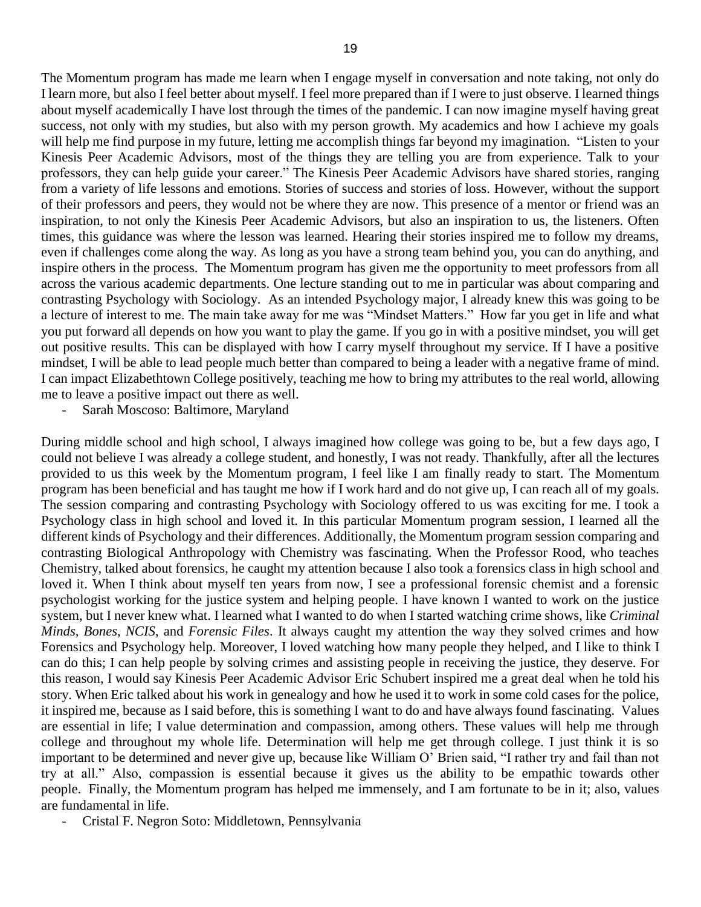The Momentum program has made me learn when I engage myself in conversation and note taking, not only do I learn more, but also I feel better about myself. I feel more prepared than if I were to just observe. I learned things about myself academically I have lost through the times of the pandemic. I can now imagine myself having great success, not only with my studies, but also with my person growth. My academics and how I achieve my goals will help me find purpose in my future, letting me accomplish things far beyond my imagination. "Listen to your Kinesis Peer Academic Advisors, most of the things they are telling you are from experience. Talk to your professors, they can help guide your career." The Kinesis Peer Academic Advisors have shared stories, ranging from a variety of life lessons and emotions. Stories of success and stories of loss. However, without the support of their professors and peers, they would not be where they are now. This presence of a mentor or friend was an inspiration, to not only the Kinesis Peer Academic Advisors, but also an inspiration to us, the listeners. Often times, this guidance was where the lesson was learned. Hearing their stories inspired me to follow my dreams, even if challenges come along the way. As long as you have a strong team behind you, you can do anything, and inspire others in the process. The Momentum program has given me the opportunity to meet professors from all across the various academic departments. One lecture standing out to me in particular was about comparing and contrasting Psychology with Sociology. As an intended Psychology major, I already knew this was going to be a lecture of interest to me. The main take away for me was "Mindset Matters." How far you get in life and what you put forward all depends on how you want to play the game. If you go in with a positive mindset, you will get out positive results. This can be displayed with how I carry myself throughout my service. If I have a positive mindset, I will be able to lead people much better than compared to being a leader with a negative frame of mind. I can impact Elizabethtown College positively, teaching me how to bring my attributes to the real world, allowing me to leave a positive impact out there as well.

- Sarah Moscoso: Baltimore, Maryland

During middle school and high school, I always imagined how college was going to be, but a few days ago, I could not believe I was already a college student, and honestly, I was not ready. Thankfully, after all the lectures provided to us this week by the Momentum program, I feel like I am finally ready to start. The Momentum program has been beneficial and has taught me how if I work hard and do not give up, I can reach all of my goals. The session comparing and contrasting Psychology with Sociology offered to us was exciting for me. I took a Psychology class in high school and loved it. In this particular Momentum program session, I learned all the different kinds of Psychology and their differences. Additionally, the Momentum program session comparing and contrasting Biological Anthropology with Chemistry was fascinating. When the Professor Rood, who teaches Chemistry, talked about forensics, he caught my attention because I also took a forensics class in high school and loved it. When I think about myself ten years from now, I see a professional forensic chemist and a forensic psychologist working for the justice system and helping people. I have known I wanted to work on the justice system, but I never knew what. I learned what I wanted to do when I started watching crime shows, like *Criminal Minds*, *Bones*, *NCIS*, and *Forensic Files*. It always caught my attention the way they solved crimes and how Forensics and Psychology help. Moreover, I loved watching how many people they helped, and I like to think I can do this; I can help people by solving crimes and assisting people in receiving the justice, they deserve. For this reason, I would say Kinesis Peer Academic Advisor Eric Schubert inspired me a great deal when he told his story. When Eric talked about his work in genealogy and how he used it to work in some cold cases for the police, it inspired me, because as I said before, this is something I want to do and have always found fascinating. Values are essential in life; I value determination and compassion, among others. These values will help me through college and throughout my whole life. Determination will help me get through college. I just think it is so important to be determined and never give up, because like William O' Brien said, "I rather try and fail than not try at all." Also, compassion is essential because it gives us the ability to be empathic towards other people. Finally, the Momentum program has helped me immensely, and I am fortunate to be in it; also, values are fundamental in life.

- Cristal F. Negron Soto: Middletown, Pennsylvania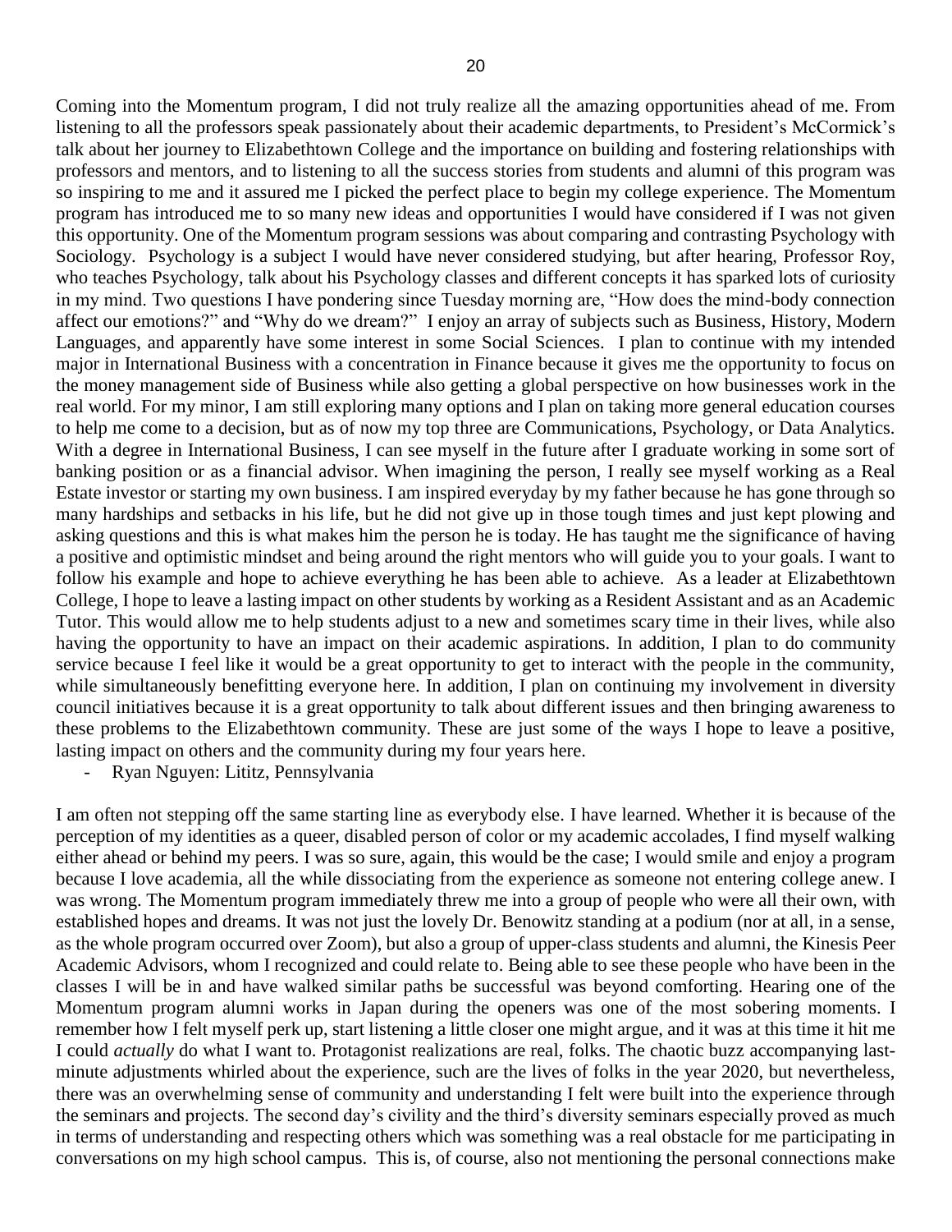Coming into the Momentum program, I did not truly realize all the amazing opportunities ahead of me. From listening to all the professors speak passionately about their academic departments, to President's McCormick's talk about her journey to Elizabethtown College and the importance on building and fostering relationships with professors and mentors, and to listening to all the success stories from students and alumni of this program was so inspiring to me and it assured me I picked the perfect place to begin my college experience. The Momentum program has introduced me to so many new ideas and opportunities I would have considered if I was not given this opportunity. One of the Momentum program sessions was about comparing and contrasting Psychology with Sociology. Psychology is a subject I would have never considered studying, but after hearing, Professor Roy, who teaches Psychology, talk about his Psychology classes and different concepts it has sparked lots of curiosity in my mind. Two questions I have pondering since Tuesday morning are, "How does the mind-body connection affect our emotions?" and "Why do we dream?" I enjoy an array of subjects such as Business, History, Modern Languages, and apparently have some interest in some Social Sciences. I plan to continue with my intended major in International Business with a concentration in Finance because it gives me the opportunity to focus on the money management side of Business while also getting a global perspective on how businesses work in the real world. For my minor, I am still exploring many options and I plan on taking more general education courses to help me come to a decision, but as of now my top three are Communications, Psychology, or Data Analytics. With a degree in International Business, I can see myself in the future after I graduate working in some sort of banking position or as a financial advisor. When imagining the person, I really see myself working as a Real Estate investor or starting my own business. I am inspired everyday by my father because he has gone through so many hardships and setbacks in his life, but he did not give up in those tough times and just kept plowing and asking questions and this is what makes him the person he is today. He has taught me the significance of having a positive and optimistic mindset and being around the right mentors who will guide you to your goals. I want to follow his example and hope to achieve everything he has been able to achieve. As a leader at Elizabethtown College, I hope to leave a lasting impact on other students by working as a Resident Assistant and as an Academic Tutor. This would allow me to help students adjust to a new and sometimes scary time in their lives, while also having the opportunity to have an impact on their academic aspirations. In addition, I plan to do community service because I feel like it would be a great opportunity to get to interact with the people in the community, while simultaneously benefitting everyone here. In addition, I plan on continuing my involvement in diversity council initiatives because it is a great opportunity to talk about different issues and then bringing awareness to these problems to the Elizabethtown community. These are just some of the ways I hope to leave a positive, lasting impact on others and the community during my four years here.

- Ryan Nguyen: Lititz, Pennsylvania

I am often not stepping off the same starting line as everybody else. I have learned. Whether it is because of the perception of my identities as a queer, disabled person of color or my academic accolades, I find myself walking either ahead or behind my peers. I was so sure, again, this would be the case; I would smile and enjoy a program because I love academia, all the while dissociating from the experience as someone not entering college anew. I was wrong. The Momentum program immediately threw me into a group of people who were all their own, with established hopes and dreams. It was not just the lovely Dr. Benowitz standing at a podium (nor at all, in a sense, as the whole program occurred over Zoom), but also a group of upper-class students and alumni, the Kinesis Peer Academic Advisors, whom I recognized and could relate to. Being able to see these people who have been in the classes I will be in and have walked similar paths be successful was beyond comforting. Hearing one of the Momentum program alumni works in Japan during the openers was one of the most sobering moments. I remember how I felt myself perk up, start listening a little closer one might argue, and it was at this time it hit me I could *actually* do what I want to. Protagonist realizations are real, folks. The chaotic buzz accompanying last-minute adjustments whirled about the experience, such are the lives of folks in the year 2020, but nevertheless, there was an overwhelming sense of community and understanding I felt were built into the experience through the seminars and projects. The second day's civility and the third's diversity seminars especially proved as much in terms of understanding and respecting others which was something was a real obstacle for me participating in conversations on my high school campus. This is, of course, also not mentioning the personal connections make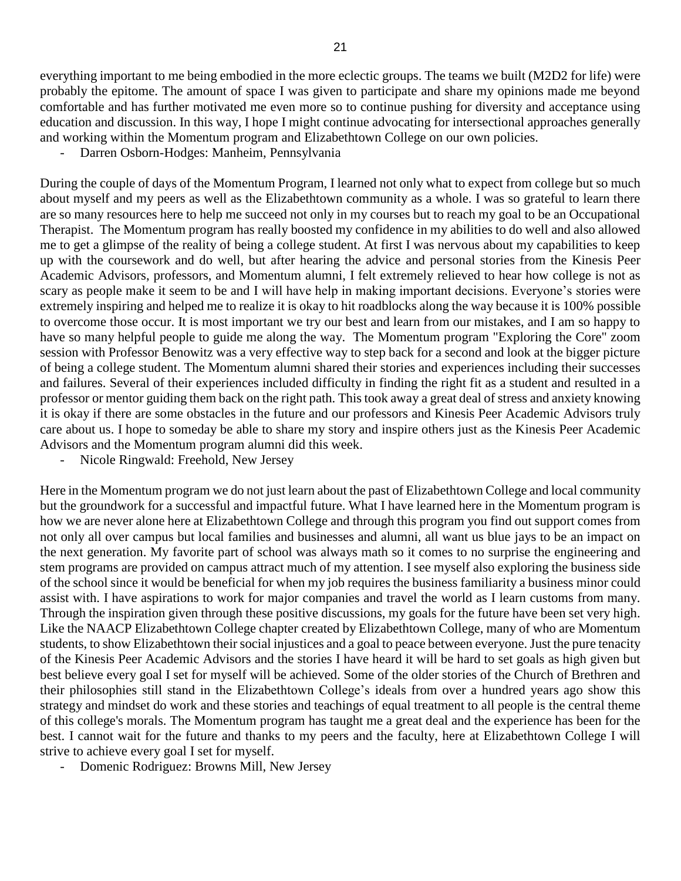everything important to me being embodied in the more eclectic groups. The teams we built (M2D2 for life) were probably the epitome. The amount of space I was given to participate and share my opinions made me beyond comfortable and has further motivated me even more so to continue pushing for diversity and acceptance using education and discussion. In this way, I hope I might continue advocating for intersectional approaches generally and working within the Momentum program and Elizabethtown College on our own policies.

- Darren Osborn-Hodges: Manheim, Pennsylvania

During the couple of days of the Momentum Program, I learned not only what to expect from college but so much about myself and my peers as well as the Elizabethtown community as a whole. I was so grateful to learn there are so many resources here to help me succeed not only in my courses but to reach my goal to be an Occupational Therapist. The Momentum program has really boosted my confidence in my abilities to do well and also allowed me to get a glimpse of the reality of being a college student. At first I was nervous about my capabilities to keep up with the coursework and do well, but after hearing the advice and personal stories from the Kinesis Peer Academic Advisors, professors, and Momentum alumni, I felt extremely relieved to hear how college is not as scary as people make it seem to be and I will have help in making important decisions. Everyone's stories were extremely inspiring and helped me to realize it is okay to hit roadblocks along the way because it is 100% possible to overcome those occur. It is most important we try our best and learn from our mistakes, and I am so happy to have so many helpful people to guide me along the way. The Momentum program "Exploring the Core" zoom session with Professor Benowitz was a very effective way to step back for a second and look at the bigger picture of being a college student. The Momentum alumni shared their stories and experiences including their successes and failures. Several of their experiences included difficulty in finding the right fit as a student and resulted in a professor or mentor guiding them back on the right path. This took away a great deal of stress and anxiety knowing it is okay if there are some obstacles in the future and our professors and Kinesis Peer Academic Advisors truly care about us. I hope to someday be able to share my story and inspire others just as the Kinesis Peer Academic Advisors and the Momentum program alumni did this week.

- Nicole Ringwald: Freehold, New Jersey

Here in the Momentum program we do not just learn about the past of Elizabethtown College and local community but the groundwork for a successful and impactful future. What I have learned here in the Momentum program is how we are never alone here at Elizabethtown College and through this program you find out support comes from not only all over campus but local families and businesses and alumni, all want us blue jays to be an impact on the next generation. My favorite part of school was always math so it comes to no surprise the engineering and stem programs are provided on campus attract much of my attention. I see myself also exploring the business side of the school since it would be beneficial for when my job requires the business familiarity a business minor could assist with. I have aspirations to work for major companies and travel the world as I learn customs from many. Through the inspiration given through these positive discussions, my goals for the future have been set very high. Like the NAACP Elizabethtown College chapter created by Elizabethtown College, many of who are Momentum students, to show Elizabethtown their social injustices and a goal to peace between everyone. Just the pure tenacity of the Kinesis Peer Academic Advisors and the stories I have heard it will be hard to set goals as high given but best believe every goal I set for myself will be achieved. Some of the older stories of the Church of Brethren and their philosophies still stand in the Elizabethtown College's ideals from over a hundred years ago show this strategy and mindset do work and these stories and teachings of equal treatment to all people is the central theme of this college's morals. The Momentum program has taught me a great deal and the experience has been for the best. I cannot wait for the future and thanks to my peers and the faculty, here at Elizabethtown College I will strive to achieve every goal I set for myself.

- Domenic Rodriguez: Browns Mill, New Jersey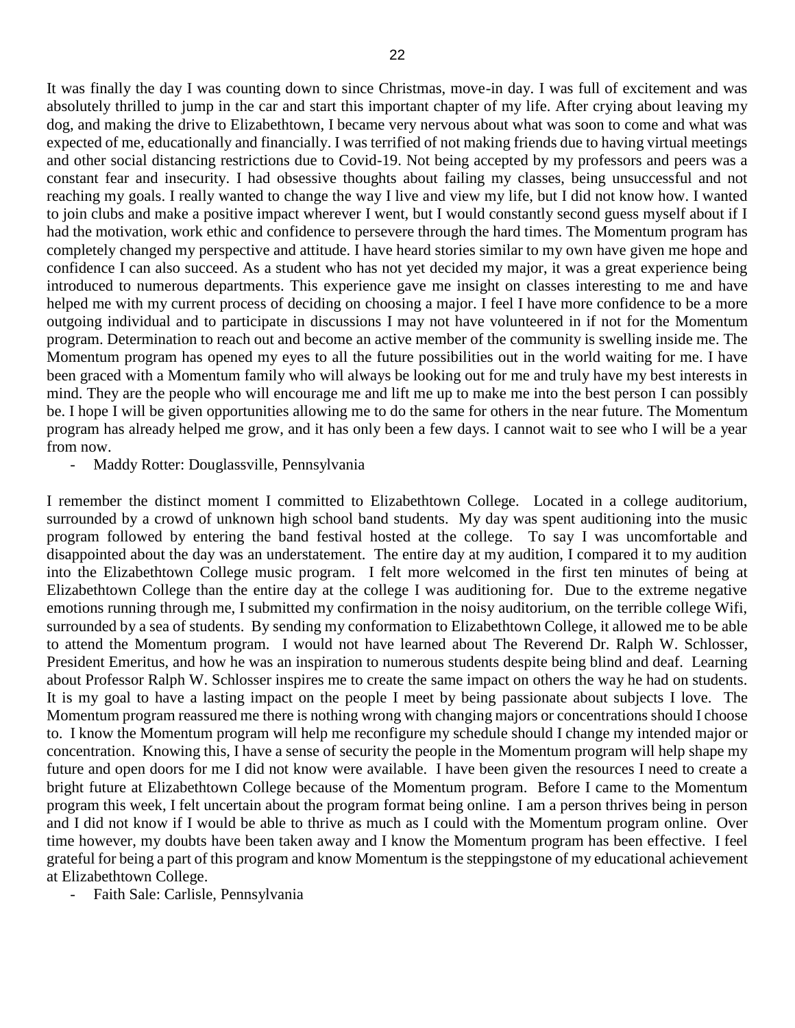It was finally the day I was counting down to since Christmas, move-in day. I was full of excitement and was absolutely thrilled to jump in the car and start this important chapter of my life. After crying about leaving my dog, and making the drive to Elizabethtown, I became very nervous about what was soon to come and what was expected of me, educationally and financially. I was terrified of not making friends due to having virtual meetings and other social distancing restrictions due to Covid-19. Not being accepted by my professors and peers was a constant fear and insecurity. I had obsessive thoughts about failing my classes, being unsuccessful and not reaching my goals. I really wanted to change the way I live and view my life, but I did not know how. I wanted to join clubs and make a positive impact wherever I went, but I would constantly second guess myself about if I had the motivation, work ethic and confidence to persevere through the hard times. The Momentum program has completely changed my perspective and attitude. I have heard stories similar to my own have given me hope and confidence I can also succeed. As a student who has not yet decided my major, it was a great experience being introduced to numerous departments. This experience gave me insight on classes interesting to me and have helped me with my current process of deciding on choosing a major. I feel I have more confidence to be a more outgoing individual and to participate in discussions I may not have volunteered in if not for the Momentum program. Determination to reach out and become an active member of the community is swelling inside me. The Momentum program has opened my eyes to all the future possibilities out in the world waiting for me. I have been graced with a Momentum family who will always be looking out for me and truly have my best interests in mind. They are the people who will encourage me and lift me up to make me into the best person I can possibly be. I hope I will be given opportunities allowing me to do the same for others in the near future. The Momentum program has already helped me grow, and it has only been a few days. I cannot wait to see who I will be a year from now.

- Maddy Rotter: Douglassville, Pennsylvania

I remember the distinct moment I committed to Elizabethtown College. Located in a college auditorium, surrounded by a crowd of unknown high school band students. My day was spent auditioning into the music program followed by entering the band festival hosted at the college. To say I was uncomfortable and disappointed about the day was an understatement. The entire day at my audition, I compared it to my audition into the Elizabethtown College music program. I felt more welcomed in the first ten minutes of being at Elizabethtown College than the entire day at the college I was auditioning for. Due to the extreme negative emotions running through me, I submitted my confirmation in the noisy auditorium, on the terrible college Wifi, surrounded by a sea of students. By sending my conformation to Elizabethtown College, it allowed me to be able to attend the Momentum program. I would not have learned about The Reverend Dr. Ralph W. Schlosser, President Emeritus, and how he was an inspiration to numerous students despite being blind and deaf. Learning about Professor Ralph W. Schlosser inspires me to create the same impact on others the way he had on students. It is my goal to have a lasting impact on the people I meet by being passionate about subjects I love. The Momentum program reassured me there is nothing wrong with changing majors or concentrations should I choose to. I know the Momentum program will help me reconfigure my schedule should I change my intended major or concentration. Knowing this, I have a sense of security the people in the Momentum program will help shape my future and open doors for me I did not know were available. I have been given the resources I need to create a bright future at Elizabethtown College because of the Momentum program. Before I came to the Momentum program this week, I felt uncertain about the program format being online. I am a person thrives being in person and I did not know if I would be able to thrive as much as I could with the Momentum program online. Over time however, my doubts have been taken away and I know the Momentum program has been effective. I feel grateful for being a part of this program and know Momentum is the steppingstone of my educational achievement at Elizabethtown College.

- Faith Sale: Carlisle, Pennsylvania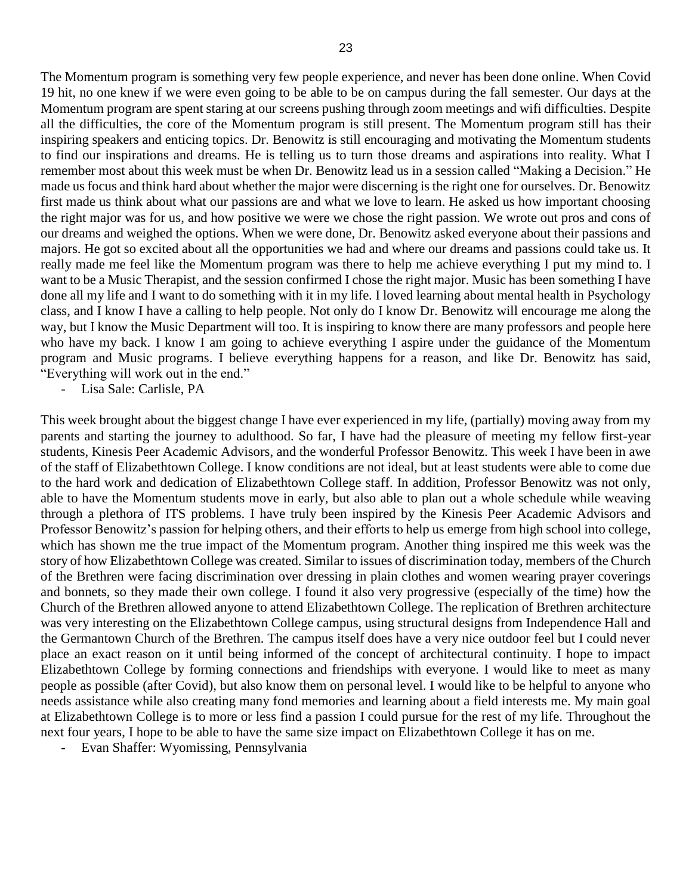The Momentum program is something very few people experience, and never has been done online. When Covid 19 hit, no one knew if we were even going to be able to be on campus during the fall semester. Our days at the Momentum program are spent staring at our screens pushing through zoom meetings and wifi difficulties. Despite all the difficulties, the core of the Momentum program is still present. The Momentum program still has their inspiring speakers and enticing topics. Dr. Benowitz is still encouraging and motivating the Momentum students to find our inspirations and dreams. He is telling us to turn those dreams and aspirations into reality. What I remember most about this week must be when Dr. Benowitz lead us in a session called "Making a Decision." He made us focus and think hard about whether the major were discerning is the right one for ourselves. Dr. Benowitz first made us think about what our passions are and what we love to learn. He asked us how important choosing the right major was for us, and how positive we were we chose the right passion. We wrote out pros and cons of our dreams and weighed the options. When we were done, Dr. Benowitz asked everyone about their passions and majors. He got so excited about all the opportunities we had and where our dreams and passions could take us. It really made me feel like the Momentum program was there to help me achieve everything I put my mind to. I want to be a Music Therapist, and the session confirmed I chose the right major. Music has been something I have done all my life and I want to do something with it in my life. I loved learning about mental health in Psychology class, and I know I have a calling to help people. Not only do I know Dr. Benowitz will encourage me along the way, but I know the Music Department will too. It is inspiring to know there are many professors and people here who have my back. I know I am going to achieve everything I aspire under the guidance of the Momentum program and Music programs. I believe everything happens for a reason, and like Dr. Benowitz has said, "Everything will work out in the end."

- Lisa Sale: Carlisle, PA

This week brought about the biggest change I have ever experienced in my life, (partially) moving away from my parents and starting the journey to adulthood. So far, I have had the pleasure of meeting my fellow first-year students, Kinesis Peer Academic Advisors, and the wonderful Professor Benowitz. This week I have been in awe of the staff of Elizabethtown College. I know conditions are not ideal, but at least students were able to come due to the hard work and dedication of Elizabethtown College staff. In addition, Professor Benowitz was not only, able to have the Momentum students move in early, but also able to plan out a whole schedule while weaving through a plethora of ITS problems. I have truly been inspired by the Kinesis Peer Academic Advisors and Professor Benowitz's passion for helping others, and their efforts to help us emerge from high school into college, which has shown me the true impact of the Momentum program. Another thing inspired me this week was the story of how Elizabethtown College was created. Similar to issues of discrimination today, members of the Church of the Brethren were facing discrimination over dressing in plain clothes and women wearing prayer coverings and bonnets, so they made their own college. I found it also very progressive (especially of the time) how the Church of the Brethren allowed anyone to attend Elizabethtown College. The replication of Brethren architecture was very interesting on the Elizabethtown College campus, using structural designs from Independence Hall and the Germantown Church of the Brethren. The campus itself does have a very nice outdoor feel but I could never place an exact reason on it until being informed of the concept of architectural continuity. I hope to impact Elizabethtown College by forming connections and friendships with everyone. I would like to meet as many people as possible (after Covid), but also know them on personal level. I would like to be helpful to anyone who needs assistance while also creating many fond memories and learning about a field interests me. My main goal at Elizabethtown College is to more or less find a passion I could pursue for the rest of my life. Throughout the next four years, I hope to be able to have the same size impact on Elizabethtown College it has on me.

- Evan Shaffer: Wyomissing, Pennsylvania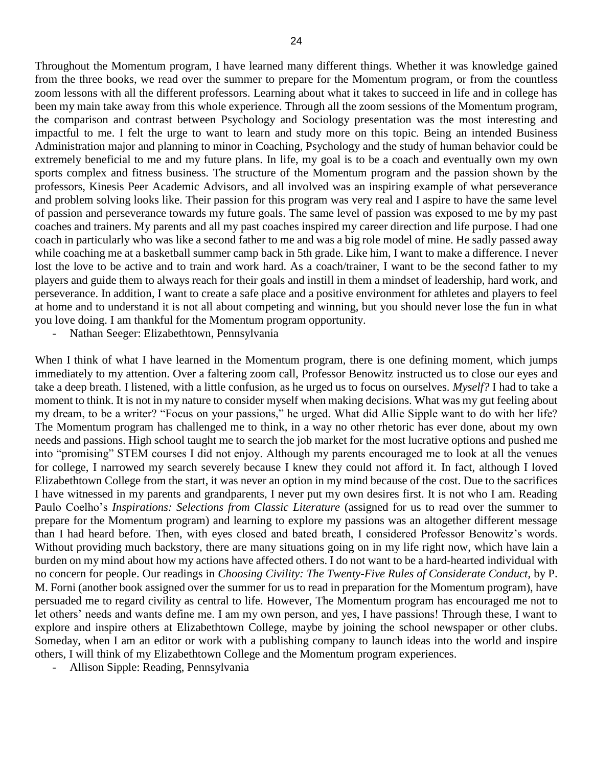Throughout the Momentum program, I have learned many different things. Whether it was knowledge gained from the three books, we read over the summer to prepare for the Momentum program, or from the countless zoom lessons with all the different professors. Learning about what it takes to succeed in life and in college has been my main take away from this whole experience. Through all the zoom sessions of the Momentum program, the comparison and contrast between Psychology and Sociology presentation was the most interesting and impactful to me. I felt the urge to want to learn and study more on this topic. Being an intended Business Administration major and planning to minor in Coaching, Psychology and the study of human behavior could be extremely beneficial to me and my future plans. In life, my goal is to be a coach and eventually own my own sports complex and fitness business. The structure of the Momentum program and the passion shown by the professors, Kinesis Peer Academic Advisors, and all involved was an inspiring example of what perseverance and problem solving looks like. Their passion for this program was very real and I aspire to have the same level of passion and perseverance towards my future goals. The same level of passion was exposed to me by my past coaches and trainers. My parents and all my past coaches inspired my career direction and life purpose. I had one coach in particular who was like a second father to me and was a big role model of mine. He sadly passed away while coaching me at a basketball summer camp back in 5th grade. Like him, I want to make a difference. I never lost the love to be active and to train and work hard. As a coach/trainer, I want to be the second father to my players and guide them to always reach for their goals and instill in them a mindset of leadership, hard work, and perseverance. In addition, I want to create a safe place and a positive environment for athletes and players to feel at home and to understand it is not all about competing and winning, but you should never lose the fun in what you love doing. I am thankful for the Momentum program opportunity.

- Nathan Seeger: Elizabethtown, Pennsylvania

When I think of what I have learned in the Momentum program, there is one defining moment, which jumps immediately to my attention. Over a faltering zoom call, Professor Benowitz instructed us to close our eyes and take a deep breath. I listened, with a little confusion, as he urged us to focus on ourselves. *Myself?* I had to take a moment to think. It is not in my nature to consider myself when making decisions. What was my gut feeling about my dream, to be a writer? "Focus on your passions," he urged. What did Allie Sipple want to do with her life? The Momentum program has challenged me to think, in a way no other rhetoric has ever done, about my own needs and passions. High school taught me to search the job market for the most lucrative options and pushed me into "promising" STEM courses I did not enjoy. Although my parents encouraged me to look at all the venues for college, I narrowed my search severely because I knew they could not afford it. In fact, although I loved Elizabethtown College from the start, it was never an option in my mind because of the cost. Due to the sacrifices I have witnessed in my parents and grandparents, I never put my own desires first. It is not who I am. Reading Paulo Coelho's *Inspirations: Selections from Classic Literature* (assigned for us to read over the summer to prepare for the Momentum program) and learning to explore my passions was an altogether different message than I had heard before. Then, with eyes closed and bated breath, I considered Professor Benowitz's words. Without providing much backstory, there are many situations going on in my life right now, which have lain a burden on my mind about how my actions have affected others. I do not want to be a hard-hearted individual with no concern for people. Our readings in *Choosing Civility: The Twenty-Five Rules of Considerate Conduct*, by P. M. Forni (another book assigned over the summer for us to read in preparation for the Momentum program), have persuaded me to regard civility as central to life. However, The Momentum program has encouraged me not to let others' needs and wants define me. I am my own person, and yes, I have passions! Through these, I want to explore and inspire others at Elizabethtown College, maybe by joining the school newspaper or other clubs. Someday, when I am an editor or work with a publishing company to launch ideas into the world and inspire others, I will think of my Elizabethtown College and the Momentum program experiences.

- Allison Sipple: Reading, Pennsylvania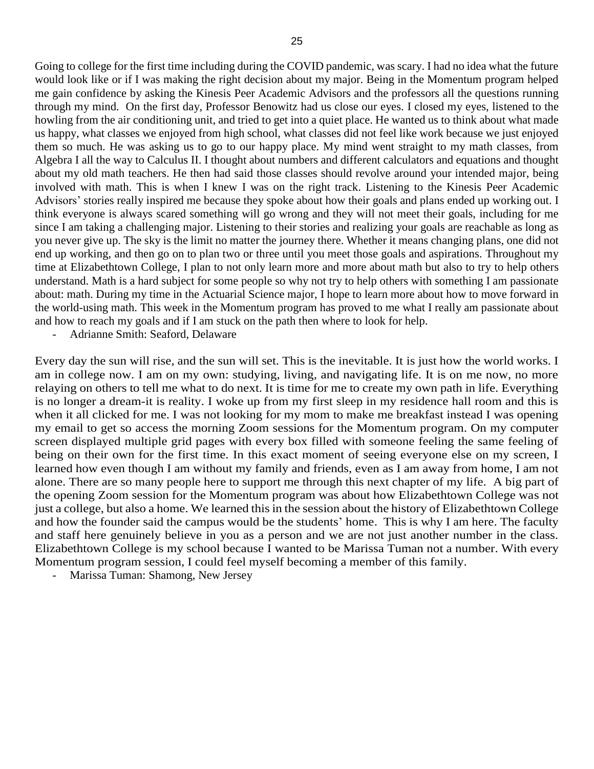Going to college for the first time including during the COVID pandemic, was scary. I had no idea what the future would look like or if I was making the right decision about my major. Being in the Momentum program helped me gain confidence by asking the Kinesis Peer Academic Advisors and the professors all the questions running through my mind. On the first day, Professor Benowitz had us close our eyes. I closed my eyes, listened to the howling from the air conditioning unit, and tried to get into a quiet place. He wanted us to think about what made us happy, what classes we enjoyed from high school, what classes did not feel like work because we just enjoyed them so much. He was asking us to go to our happy place. My mind went straight to my math classes, from Algebra I all the way to Calculus II. I thought about numbers and different calculators and equations and thought about my old math teachers. He then had said those classes should revolve around your intended major, being involved with math. This is when I knew I was on the right track. Listening to the Kinesis Peer Academic Advisors' stories really inspired me because they spoke about how their goals and plans ended up working out. I think everyone is always scared something will go wrong and they will not meet their goals, including for me since I am taking a challenging major. Listening to their stories and realizing your goals are reachable as long as you never give up. The sky is the limit no matter the journey there. Whether it means changing plans, one did not end up working, and then go on to plan two or three until you meet those goals and aspirations. Throughout my time at Elizabethtown College, I plan to not only learn more and more about math but also to try to help others understand. Math is a hard subject for some people so why not try to help others with something I am passionate about: math. During my time in the Actuarial Science major, I hope to learn more about how to move forward in the world-using math. This week in the Momentum program has proved to me what I really am passionate about and how to reach my goals and if I am stuck on the path then where to look for help.

- Adrianne Smith: Seaford, Delaware

Every day the sun will rise, and the sun will set. This is the inevitable. It is just how the world works. I am in college now. I am on my own: studying, living, and navigating life. It is on me now, no more relaying on others to tell me what to do next. It is time for me to create my own path in life. Everything is no longer a dream-it is reality. I woke up from my first sleep in my residence hall room and this is when it all clicked for me. I was not looking for my mom to make me breakfast instead I was opening my email to get so access the morning Zoom sessions for the Momentum program. On my computer screen displayed multiple grid pages with every box filled with someone feeling the same feeling of being on their own for the first time. In this exact moment of seeing everyone else on my screen, I learned how even though I am without my family and friends, even as I am away from home, I am not alone. There are so many people here to support me through this next chapter of my life. A big part of the opening Zoom session for the Momentum program was about how Elizabethtown College was not just a college, but also a home. We learned this in the session about the history of Elizabethtown College and how the founder said the campus would be the students' home. This is why I am here. The faculty and staff here genuinely believe in you as a person and we are not just another number in the class. Elizabethtown College is my school because I wanted to be Marissa Tuman not a number. With every Momentum program session, I could feel myself becoming a member of this family.

- Marissa Tuman: Shamong, New Jersey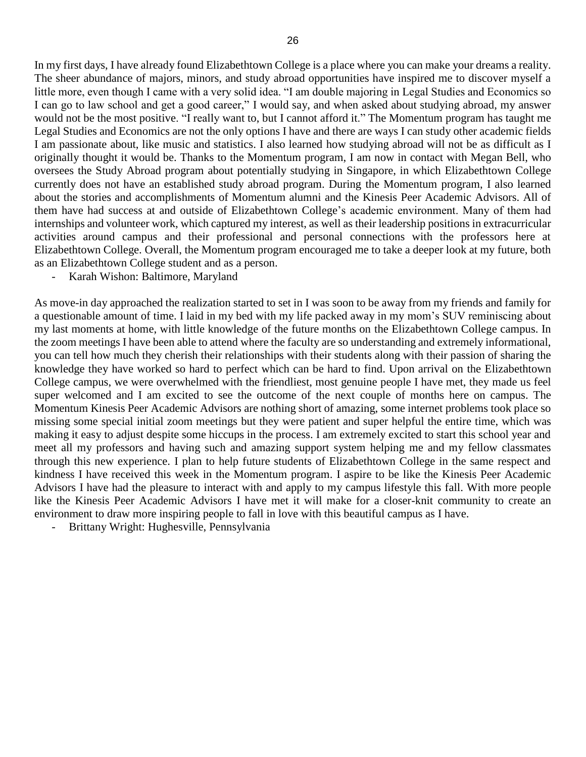In my first days, I have already found Elizabethtown College is a place where you can make your dreams a reality. The sheer abundance of majors, minors, and study abroad opportunities have inspired me to discover myself a little more, even though I came with a very solid idea. “I am double majoring in Legal Studies and Economics so I can go to law school and get a good career,” I would say, and when asked about studying abroad, my answer would not be the most positive. “I really want to, but I cannot afford it.” The Momentum program has taught me Legal Studies and Economics are not the only options I have and there are ways I can study other academic fields I am passionate about, like music and statistics. I also learned how studying abroad will not be as difficult as I originally thought it would be. Thanks to the Momentum program, I am now in contact with Megan Bell, who oversees the Study Abroad program about potentially studying in Singapore, in which Elizabethtown College currently does not have an established study abroad program. During the Momentum program, I also learned about the stories and accomplishments of Momentum alumni and the Kinesis Peer Academic Advisors. All of them have had success at and outside of Elizabethtown College’s academic environment. Many of them had internships and volunteer work, which captured my interest, as well as their leadership positions in extracurricular activities around campus and their professional and personal connections with the professors here at Elizabethtown College. Overall, the Momentum program encouraged me to take a deeper look at my future, both as an Elizabethtown College student and as a person.

- Karah Wishon: Baltimore, Maryland

As move-in day approached the realization started to set in I was soon to be away from my friends and family for a questionable amount of time. I laid in my bed with my life packed away in my mom’s SUV reminiscing about my last moments at home, with little knowledge of the future months on the Elizabethtown College campus. In the zoom meetings I have been able to attend where the faculty are so understanding and extremely informational, you can tell how much they cherish their relationships with their students along with their passion of sharing the knowledge they have worked so hard to perfect which can be hard to find. Upon arrival on the Elizabethtown College campus, we were overwhelmed with the friendliest, most genuine people I have met, they made us feel super welcomed and I am excited to see the outcome of the next couple of months here on campus. The Momentum Kinesis Peer Academic Advisors are nothing short of amazing, some internet problems took place so missing some special initial zoom meetings but they were patient and super helpful the entire time, which was making it easy to adjust despite some hiccups in the process. I am extremely excited to start this school year and meet all my professors and having such and amazing support system helping me and my fellow classmates through this new experience. I plan to help future students of Elizabethtown College in the same respect and kindness I have received this week in the Momentum program. I aspire to be like the Kinesis Peer Academic Advisors I have had the pleasure to interact with and apply to my campus lifestyle this fall. With more people like the Kinesis Peer Academic Advisors I have met it will make for a closer-knit community to create an environment to draw more inspiring people to fall in love with this beautiful campus as I have.

- Brittany Wright: Hughesville, Pennsylvania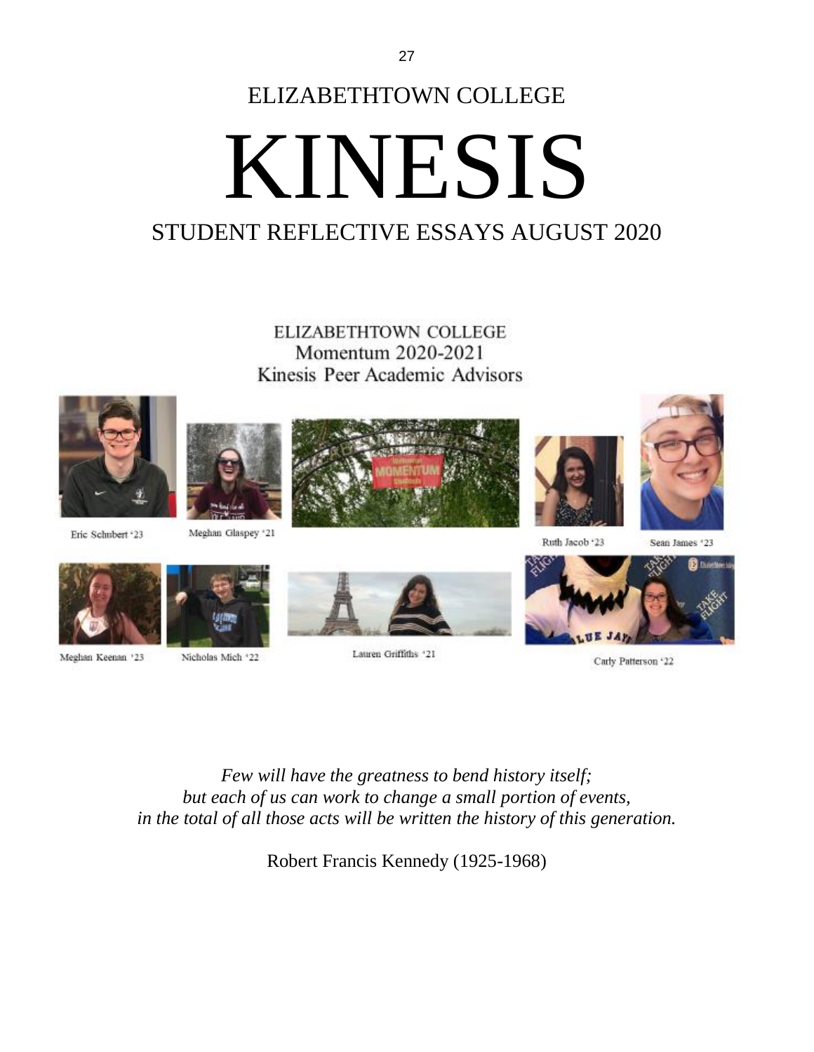ELIZABETHTOWN COLLEGE

# KINESIS

## STUDENT REFLECTIVE ESSAYS AUGUST 2020

ELIZABETHTOWN COLLEGE
Momentum 2020-2021
Kinesis Peer Academic Advisors

Eric Schubert '23

Meghan Glaspey '21

Ruth Jacob '23

Sean James '23

Meghan Keenan '23

Nicholas Mich '22

Lauren Griffiths '21

Carly Patterson '22

*Few will have the greatness to bend history itself;*
*but each of us can work to change a small portion of events,*
*in the total of all those acts will be written the history of this generation.*

Robert Francis Kennedy (1925-1968)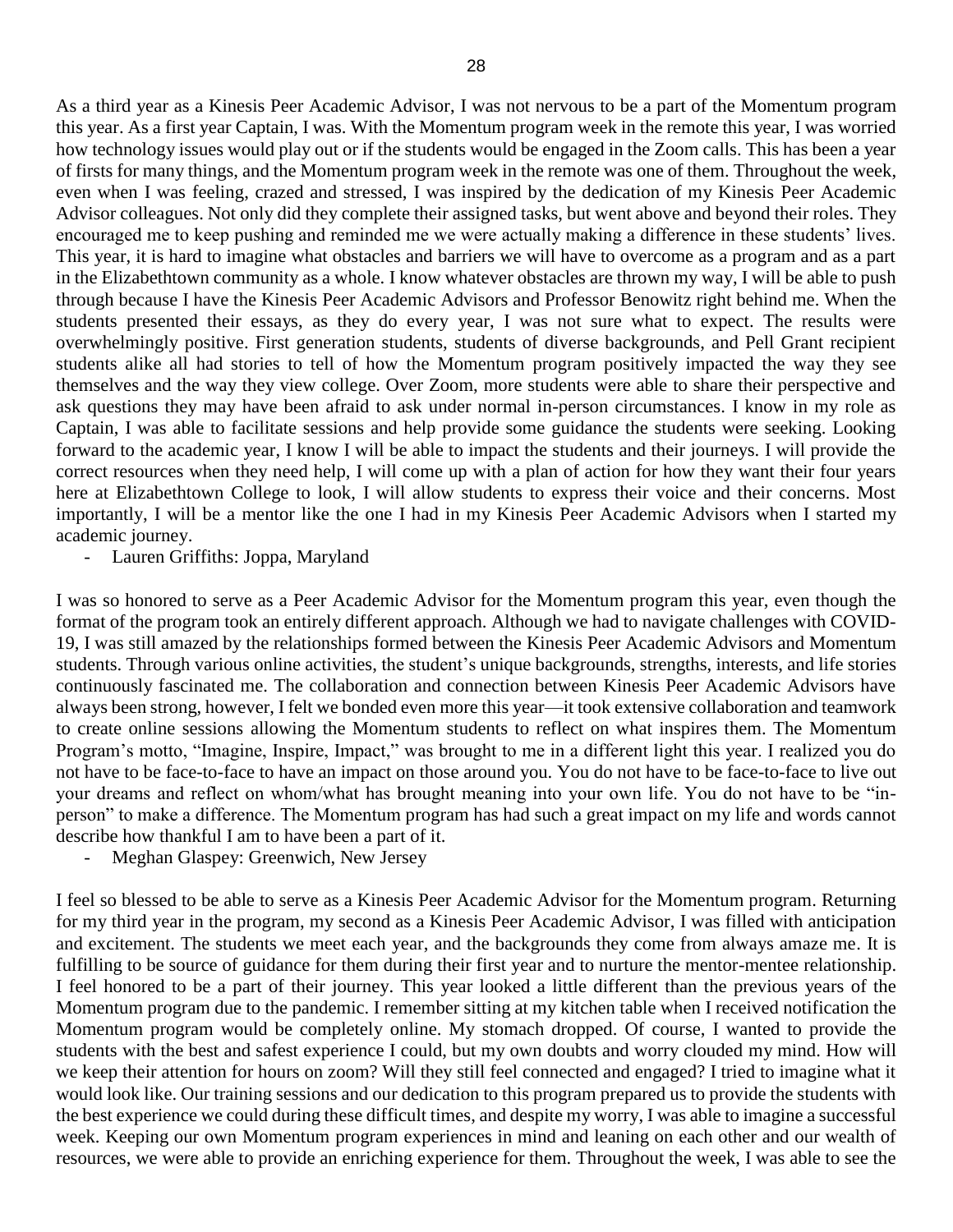As a third year as a Kinesis Peer Academic Advisor, I was not nervous to be a part of the Momentum program this year. As a first year Captain, I was. With the Momentum program week in the remote this year, I was worried how technology issues would play out or if the students would be engaged in the Zoom calls. This has been a year of firsts for many things, and the Momentum program week in the remote was one of them. Throughout the week, even when I was feeling, crazed and stressed, I was inspired by the dedication of my Kinesis Peer Academic Advisor colleagues. Not only did they complete their assigned tasks, but went above and beyond their roles. They encouraged me to keep pushing and reminded me we were actually making a difference in these students' lives. This year, it is hard to imagine what obstacles and barriers we will have to overcome as a program and as a part in the Elizabethtown community as a whole. I know whatever obstacles are thrown my way, I will be able to push through because I have the Kinesis Peer Academic Advisors and Professor Benowitz right behind me. When the students presented their essays, as they do every year, I was not sure what to expect. The results were overwhelmingly positive. First generation students, students of diverse backgrounds, and Pell Grant recipient students alike all had stories to tell of how the Momentum program positively impacted the way they see themselves and the way they view college. Over Zoom, more students were able to share their perspective and ask questions they may have been afraid to ask under normal in-person circumstances. I know in my role as Captain, I was able to facilitate sessions and help provide some guidance the students were seeking. Looking forward to the academic year, I know I will be able to impact the students and their journeys. I will provide the correct resources when they need help, I will come up with a plan of action for how they want their four years here at Elizabethtown College to look, I will allow students to express their voice and their concerns. Most importantly, I will be a mentor like the one I had in my Kinesis Peer Academic Advisors when I started my academic journey.

- Lauren Griffiths: Joppa, Maryland

I was so honored to serve as a Peer Academic Advisor for the Momentum program this year, even though the format of the program took an entirely different approach. Although we had to navigate challenges with COVID-19, I was still amazed by the relationships formed between the Kinesis Peer Academic Advisors and Momentum students. Through various online activities, the student's unique backgrounds, strengths, interests, and life stories continuously fascinated me. The collaboration and connection between Kinesis Peer Academic Advisors have always been strong, however, I felt we bonded even more this year—it took extensive collaboration and teamwork to create online sessions allowing the Momentum students to reflect on what inspires them. The Momentum Program's motto, "Imagine, Inspire, Impact," was brought to me in a different light this year. I realized you do not have to be face-to-face to have an impact on those around you. You do not have to be face-to-face to live out your dreams and reflect on whom/what has brought meaning into your own life. You do not have to be "in-person" to make a difference. The Momentum program has had such a great impact on my life and words cannot describe how thankful I am to have been a part of it.

- Meghan Glaspey: Greenwich, New Jersey

I feel so blessed to be able to serve as a Kinesis Peer Academic Advisor for the Momentum program. Returning for my third year in the program, my second as a Kinesis Peer Academic Advisor, I was filled with anticipation and excitement. The students we meet each year, and the backgrounds they come from always amaze me. It is fulfilling to be source of guidance for them during their first year and to nurture the mentor-mentee relationship. I feel honored to be a part of their journey. This year looked a little different than the previous years of the Momentum program due to the pandemic. I remember sitting at my kitchen table when I received notification the Momentum program would be completely online. My stomach dropped. Of course, I wanted to provide the students with the best and safest experience I could, but my own doubts and worry clouded my mind. How will we keep their attention for hours on zoom? Will they still feel connected and engaged? I tried to imagine what it would look like. Our training sessions and our dedication to this program prepared us to provide the students with the best experience we could during these difficult times, and despite my worry, I was able to imagine a successful week. Keeping our own Momentum program experiences in mind and leaning on each other and our wealth of resources, we were able to provide an enriching experience for them. Throughout the week, I was able to see the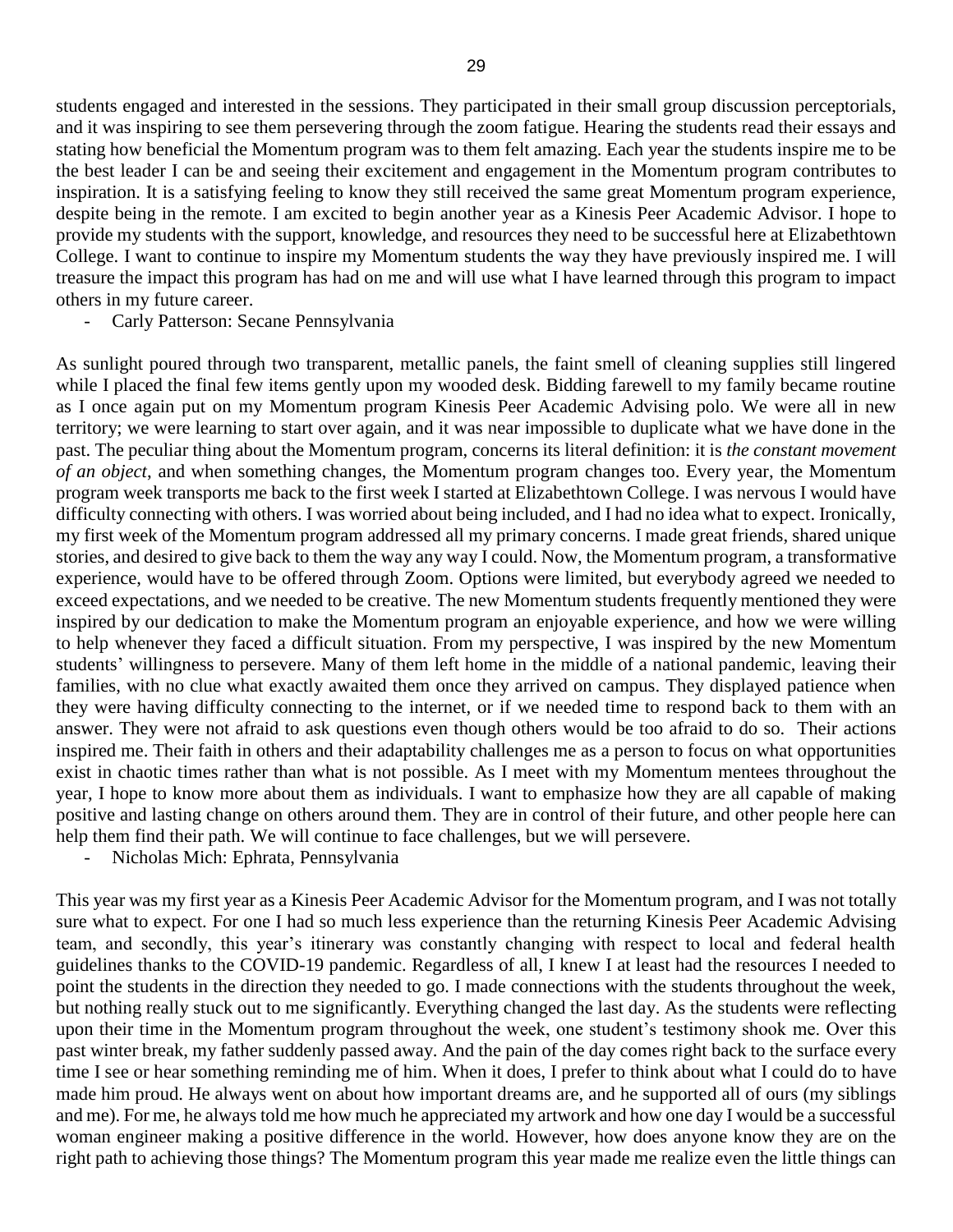students engaged and interested in the sessions. They participated in their small group discussion perceptorials, and it was inspiring to see them persevering through the zoom fatigue. Hearing the students read their essays and stating how beneficial the Momentum program was to them felt amazing. Each year the students inspire me to be the best leader I can be and seeing their excitement and engagement in the Momentum program contributes to inspiration. It is a satisfying feeling to know they still received the same great Momentum program experience, despite being in the remote. I am excited to begin another year as a Kinesis Peer Academic Advisor. I hope to provide my students with the support, knowledge, and resources they need to be successful here at Elizabethtown College. I want to continue to inspire my Momentum students the way they have previously inspired me. I will treasure the impact this program has had on me and will use what I have learned through this program to impact others in my future career.

- Carly Patterson: Secane Pennsylvania

As sunlight poured through two transparent, metallic panels, the faint smell of cleaning supplies still lingered while I placed the final few items gently upon my wooded desk. Bidding farewell to my family became routine as I once again put on my Momentum program Kinesis Peer Academic Advising polo. We were all in new territory; we were learning to start over again, and it was near impossible to duplicate what we have done in the past. The peculiar thing about the Momentum program, concerns its literal definition: it is *the constant movement of an object*, and when something changes, the Momentum program changes too. Every year, the Momentum program week transports me back to the first week I started at Elizabethtown College. I was nervous I would have difficulty connecting with others. I was worried about being included, and I had no idea what to expect. Ironically, my first week of the Momentum program addressed all my primary concerns. I made great friends, shared unique stories, and desired to give back to them the way any way I could. Now, the Momentum program, a transformative experience, would have to be offered through Zoom. Options were limited, but everybody agreed we needed to exceed expectations, and we needed to be creative. The new Momentum students frequently mentioned they were inspired by our dedication to make the Momentum program an enjoyable experience, and how we were willing to help whenever they faced a difficult situation. From my perspective, I was inspired by the new Momentum students' willingness to persevere. Many of them left home in the middle of a national pandemic, leaving their families, with no clue what exactly awaited them once they arrived on campus. They displayed patience when they were having difficulty connecting to the internet, or if we needed time to respond back to them with an answer. They were not afraid to ask questions even though others would be too afraid to do so. Their actions inspired me. Their faith in others and their adaptability challenges me as a person to focus on what opportunities exist in chaotic times rather than what is not possible. As I meet with my Momentum mentees throughout the year, I hope to know more about them as individuals. I want to emphasize how they are all capable of making positive and lasting change on others around them. They are in control of their future, and other people here can help them find their path. We will continue to face challenges, but we will persevere.

- Nicholas Mich: Ephrata, Pennsylvania

This year was my first year as a Kinesis Peer Academic Advisor for the Momentum program, and I was not totally sure what to expect. For one I had so much less experience than the returning Kinesis Peer Academic Advising team, and secondly, this year's itinerary was constantly changing with respect to local and federal health guidelines thanks to the COVID-19 pandemic. Regardless of all, I knew I at least had the resources I needed to point the students in the direction they needed to go. I made connections with the students throughout the week, but nothing really stuck out to me significantly. Everything changed the last day. As the students were reflecting upon their time in the Momentum program throughout the week, one student's testimony shook me. Over this past winter break, my father suddenly passed away. And the pain of the day comes right back to the surface every time I see or hear something reminding me of him. When it does, I prefer to think about what I could do to have made him proud. He always went on about how important dreams are, and he supported all of ours (my siblings and me). For me, he always told me how much he appreciated my artwork and how one day I would be a successful woman engineer making a positive difference in the world. However, how does anyone know they are on the right path to achieving those things? The Momentum program this year made me realize even the little things can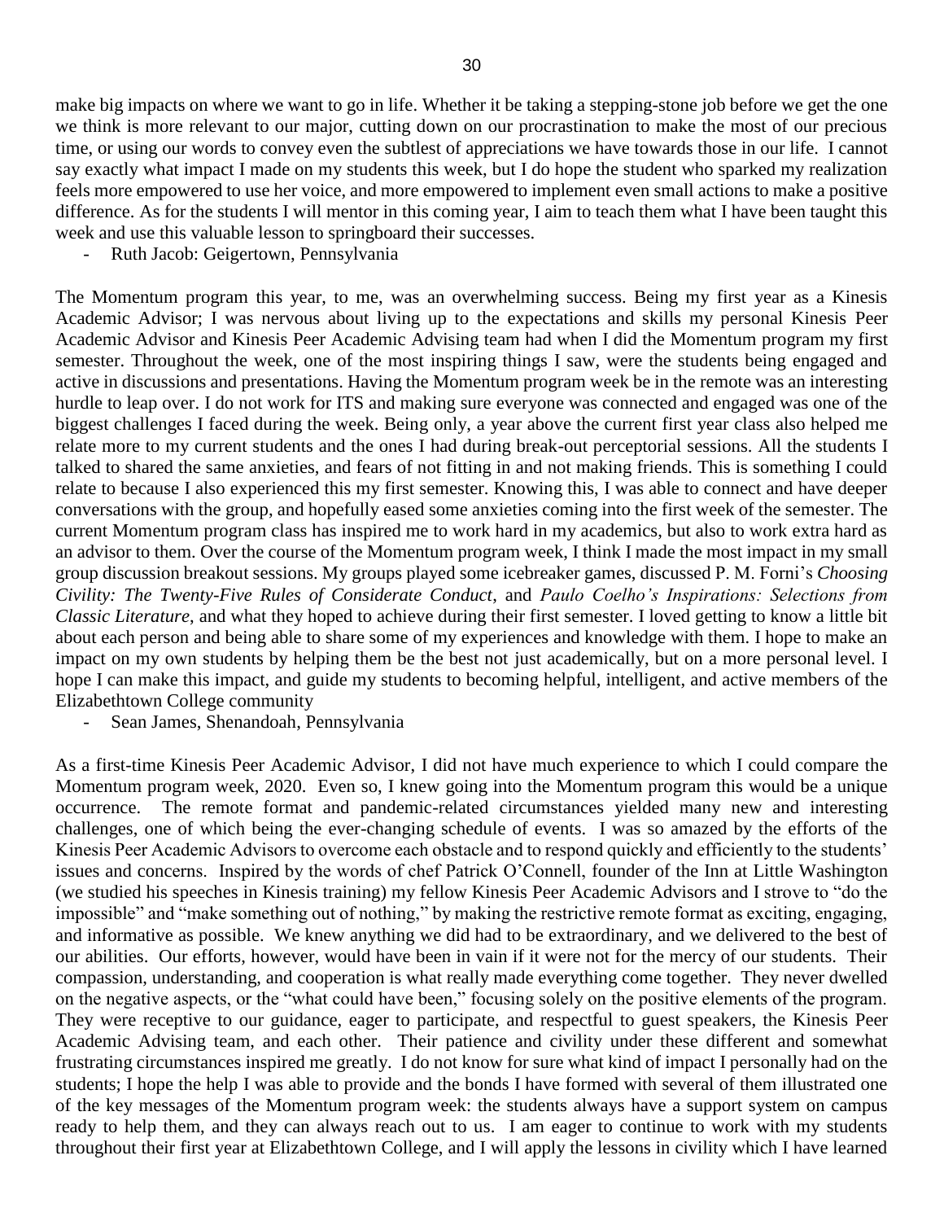make big impacts on where we want to go in life. Whether it be taking a stepping-stone job before we get the one we think is more relevant to our major, cutting down on our procrastination to make the most of our precious time, or using our words to convey even the subtlest of appreciations we have towards those in our life. I cannot say exactly what impact I made on my students this week, but I do hope the student who sparked my realization feels more empowered to use her voice, and more empowered to implement even small actions to make a positive difference. As for the students I will mentor in this coming year, I aim to teach them what I have been taught this week and use this valuable lesson to springboard their successes.

- Ruth Jacob: Geigertown, Pennsylvania

The Momentum program this year, to me, was an overwhelming success. Being my first year as a Kinesis Academic Advisor; I was nervous about living up to the expectations and skills my personal Kinesis Peer Academic Advisor and Kinesis Peer Academic Advising team had when I did the Momentum program my first semester. Throughout the week, one of the most inspiring things I saw, were the students being engaged and active in discussions and presentations. Having the Momentum program week be in the remote was an interesting hurdle to leap over. I do not work for ITS and making sure everyone was connected and engaged was one of the biggest challenges I faced during the week. Being only, a year above the current first year class also helped me relate more to my current students and the ones I had during break-out perceptorial sessions. All the students I talked to shared the same anxieties, and fears of not fitting in and not making friends. This is something I could relate to because I also experienced this my first semester. Knowing this, I was able to connect and have deeper conversations with the group, and hopefully eased some anxieties coming into the first week of the semester. The current Momentum program class has inspired me to work hard in my academics, but also to work extra hard as an advisor to them. Over the course of the Momentum program week, I think I made the most impact in my small group discussion breakout sessions. My groups played some icebreaker games, discussed P. M. Forni's *Choosing Civility: The Twenty-Five Rules of Considerate Conduct*, and *Paulo Coelho's Inspirations: Selections from Classic Literature*, and what they hoped to achieve during their first semester. I loved getting to know a little bit about each person and being able to share some of my experiences and knowledge with them. I hope to make an impact on my own students by helping them be the best not just academically, but on a more personal level. I hope I can make this impact, and guide my students to becoming helpful, intelligent, and active members of the Elizabethtown College community

- Sean James, Shenandoah, Pennsylvania

As a first-time Kinesis Peer Academic Advisor, I did not have much experience to which I could compare the Momentum program week, 2020. Even so, I knew going into the Momentum program this would be a unique occurrence. The remote format and pandemic-related circumstances yielded many new and interesting challenges, one of which being the ever-changing schedule of events. I was so amazed by the efforts of the Kinesis Peer Academic Advisors to overcome each obstacle and to respond quickly and efficiently to the students' issues and concerns. Inspired by the words of chef Patrick O'Connell, founder of the Inn at Little Washington (we studied his speeches in Kinesis training) my fellow Kinesis Peer Academic Advisors and I strove to "do the impossible" and "make something out of nothing," by making the restrictive remote format as exciting, engaging, and informative as possible. We knew anything we did had to be extraordinary, and we delivered to the best of our abilities. Our efforts, however, would have been in vain if it were not for the mercy of our students. Their compassion, understanding, and cooperation is what really made everything come together. They never dwelled on the negative aspects, or the "what could have been," focusing solely on the positive elements of the program. They were receptive to our guidance, eager to participate, and respectful to guest speakers, the Kinesis Peer Academic Advising team, and each other. Their patience and civility under these different and somewhat frustrating circumstances inspired me greatly. I do not know for sure what kind of impact I personally had on the students; I hope the help I was able to provide and the bonds I have formed with several of them illustrated one of the key messages of the Momentum program week: the students always have a support system on campus ready to help them, and they can always reach out to us. I am eager to continue to work with my students throughout their first year at Elizabethtown College, and I will apply the lessons in civility which I have learned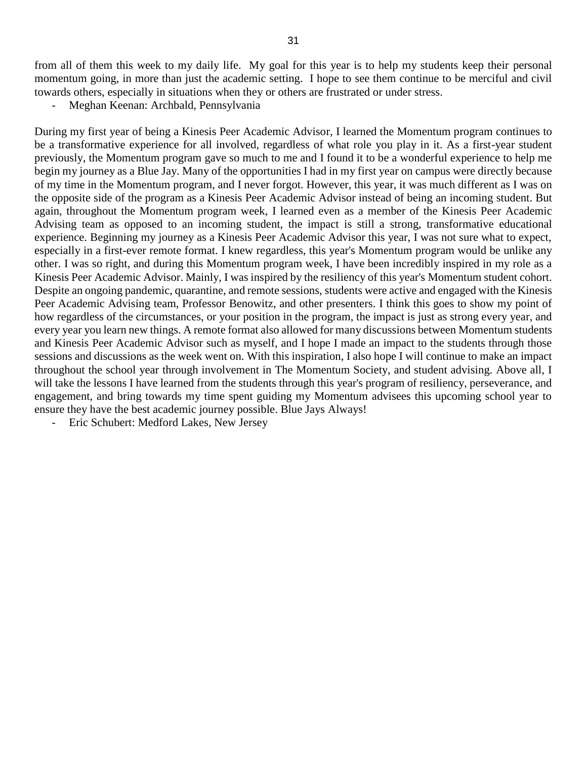from all of them this week to my daily life. My goal for this year is to help my students keep their personal momentum going, in more than just the academic setting. I hope to see them continue to be merciful and civil towards others, especially in situations when they or others are frustrated or under stress.

- Meghan Keenan: Archbald, Pennsylvania

During my first year of being a Kinesis Peer Academic Advisor, I learned the Momentum program continues to be a transformative experience for all involved, regardless of what role you play in it. As a first-year student previously, the Momentum program gave so much to me and I found it to be a wonderful experience to help me begin my journey as a Blue Jay. Many of the opportunities I had in my first year on campus were directly because of my time in the Momentum program, and I never forgot. However, this year, it was much different as I was on the opposite side of the program as a Kinesis Peer Academic Advisor instead of being an incoming student. But again, throughout the Momentum program week, I learned even as a member of the Kinesis Peer Academic Advising team as opposed to an incoming student, the impact is still a strong, transformative educational experience. Beginning my journey as a Kinesis Peer Academic Advisor this year, I was not sure what to expect, especially in a first-ever remote format. I knew regardless, this year's Momentum program would be unlike any other. I was so right, and during this Momentum program week, I have been incredibly inspired in my role as a Kinesis Peer Academic Advisor. Mainly, I was inspired by the resiliency of this year's Momentum student cohort. Despite an ongoing pandemic, quarantine, and remote sessions, students were active and engaged with the Kinesis Peer Academic Advising team, Professor Benowitz, and other presenters. I think this goes to show my point of how regardless of the circumstances, or your position in the program, the impact is just as strong every year, and every year you learn new things. A remote format also allowed for many discussions between Momentum students and Kinesis Peer Academic Advisor such as myself, and I hope I made an impact to the students through those sessions and discussions as the week went on. With this inspiration, I also hope I will continue to make an impact throughout the school year through involvement in The Momentum Society, and student advising. Above all, I will take the lessons I have learned from the students through this year's program of resiliency, perseverance, and engagement, and bring towards my time spent guiding my Momentum advisees this upcoming school year to ensure they have the best academic journey possible. Blue Jays Always!

- Eric Schubert: Medford Lakes, New Jersey